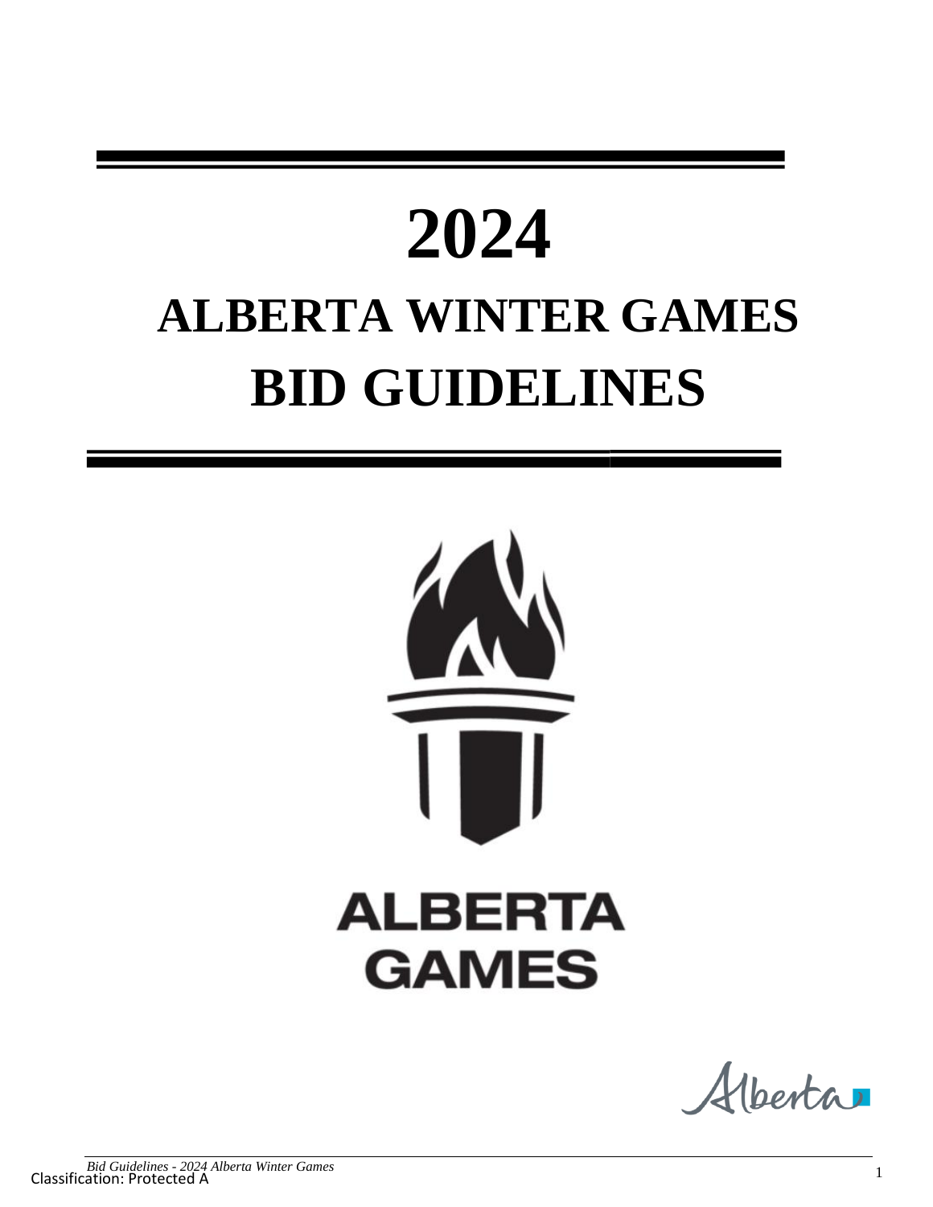# 2024

# ALBERTA WINTER GAMES

# BID GUIDELINES

ALBERTA GAMES

Classification: Protected A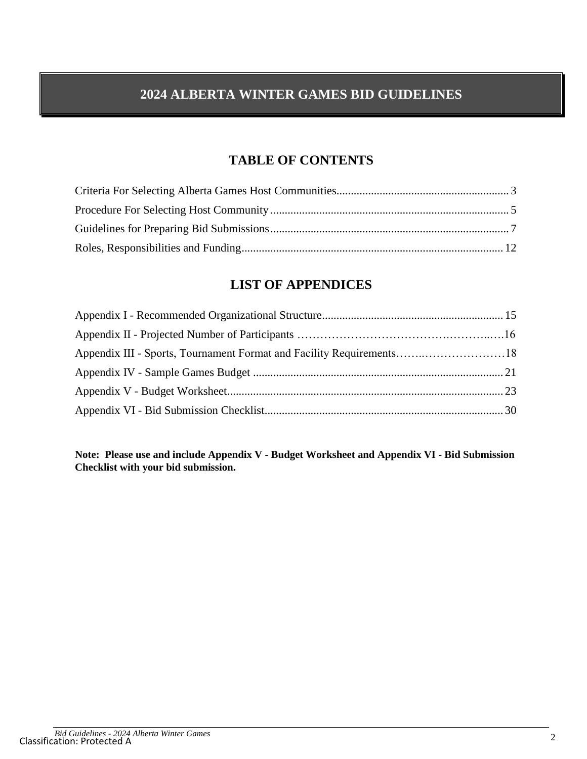# 2024 ALBERTA WINTER GAMES BID GUIDELINES

## TABLE OF CONTENTS

Criteria For Selecting Alberta Games Host Communities.......................................................... 3

Procedure For Selecting Host Community .................................................................................. 5

Guidelines for Preparing Bid Submissions .................................................................................. 7

Roles, Responsibilities and Funding.......................................................................................... 12

## LIST OF APPENDICES

Appendix I - Recommended Organizational Structure.............................................................. 15

Appendix II - Projected Number of Participants ……………………………………….……...….16

Appendix III - Sports, Tournament Format and Facility Requirements……..…………………18

Appendix IV - Sample Games Budget ...................................................................................... 21

Appendix V - Budget Worksheet............................................................................................... 23

Appendix VI - Bid Submission Checklist.................................................................................. 30

**Note: Please use and include Appendix V - Budget Worksheet and Appendix VI - Bid Submission Checklist with your bid submission.**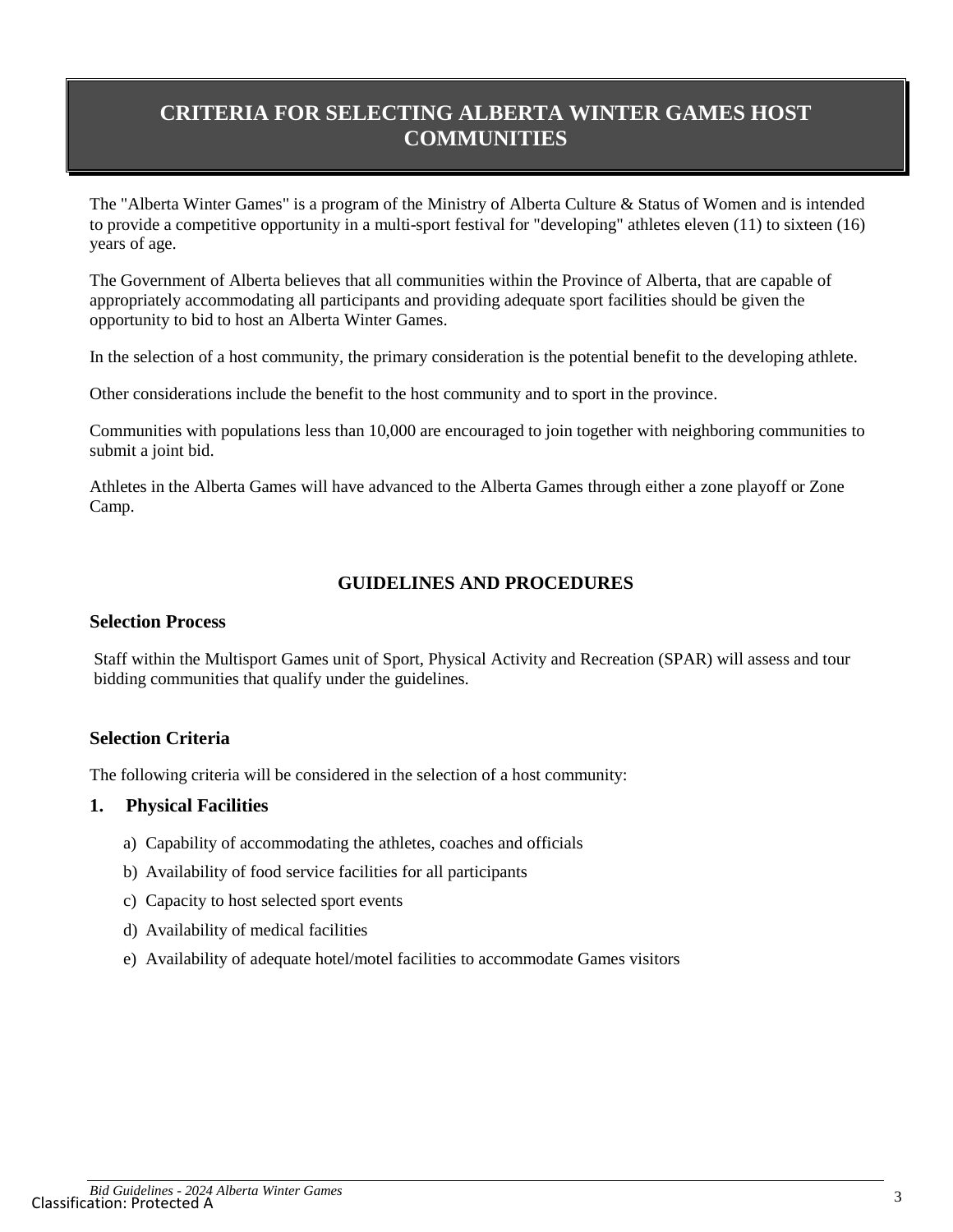# CRITERIA FOR SELECTING ALBERTA WINTER GAMES HOST COMMUNITIES

The "Alberta Winter Games" is a program of the Ministry of Alberta Culture & Status of Women and is intended to provide a competitive opportunity in a multi-sport festival for "developing" athletes eleven (11) to sixteen (16) years of age.

The Government of Alberta believes that all communities within the Province of Alberta, that are capable of appropriately accommodating all participants and providing adequate sport facilities should be given the opportunity to bid to host an Alberta Winter Games.

In the selection of a host community, the primary consideration is the potential benefit to the developing athlete.

Other considerations include the benefit to the host community and to sport in the province.

Communities with populations less than 10,000 are encouraged to join together with neighboring communities to submit a joint bid.

Athletes in the Alberta Games will have advanced to the Alberta Games through either a zone playoff or Zone Camp.

## GUIDELINES AND PROCEDURES

### Selection Process

Staff within the Multisport Games unit of Sport, Physical Activity and Recreation (SPAR) will assess and tour bidding communities that qualify under the guidelines.

### Selection Criteria

The following criteria will be considered in the selection of a host community:

**1. Physical Facilities**

a) Capability of accommodating the athletes, coaches and officials

b) Availability of food service facilities for all participants

c) Capacity to host selected sport events

d) Availability of medical facilities

e) Availability of adequate hotel/motel facilities to accommodate Games visitors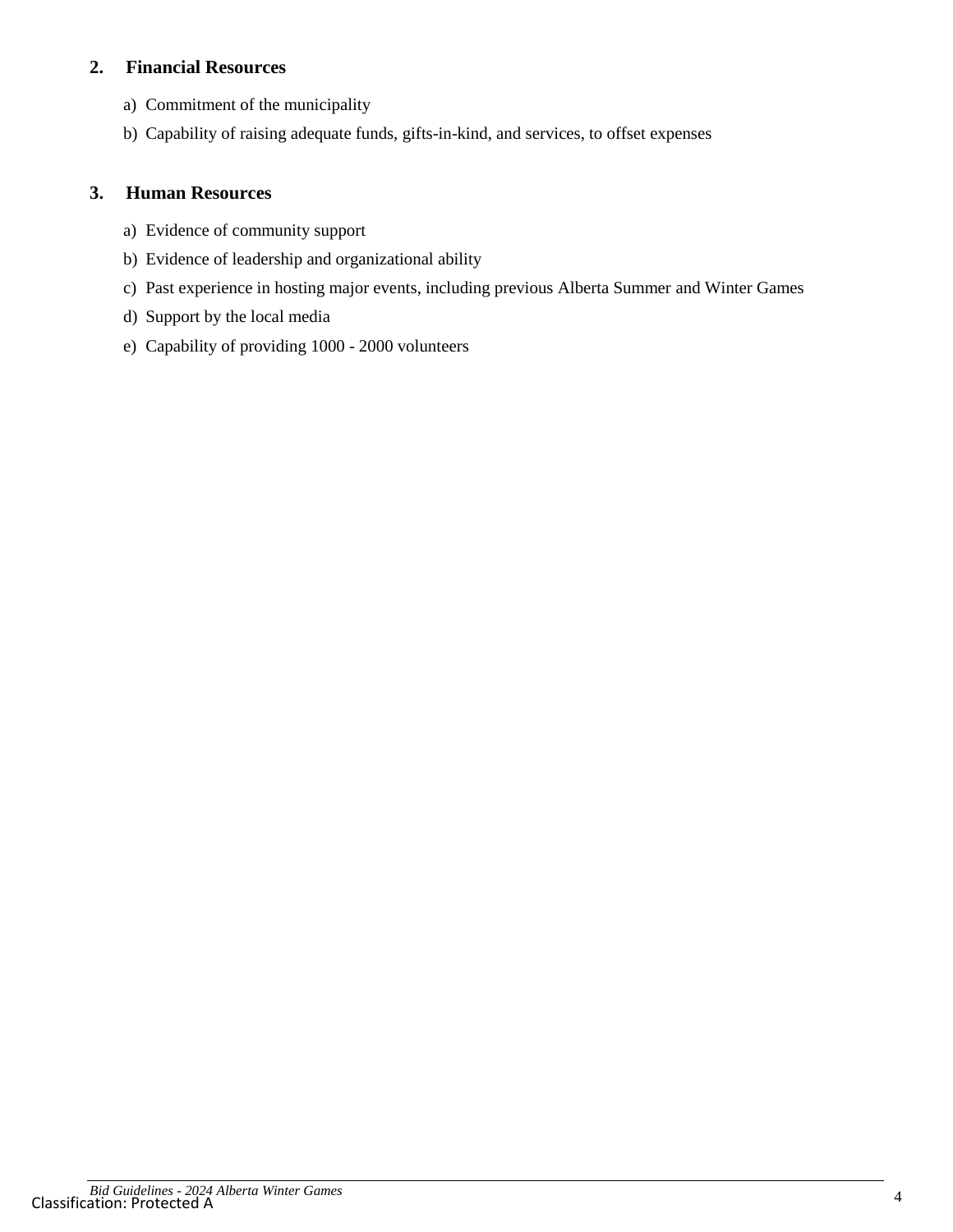## 2. Financial Resources

a) Commitment of the municipality

b) Capability of raising adequate funds, gifts-in-kind, and services, to offset expenses

## 3. Human Resources

a) Evidence of community support

b) Evidence of leadership and organizational ability

c) Past experience in hosting major events, including previous Alberta Summer and Winter Games

d) Support by the local media

e) Capability of providing 1000 - 2000 volunteers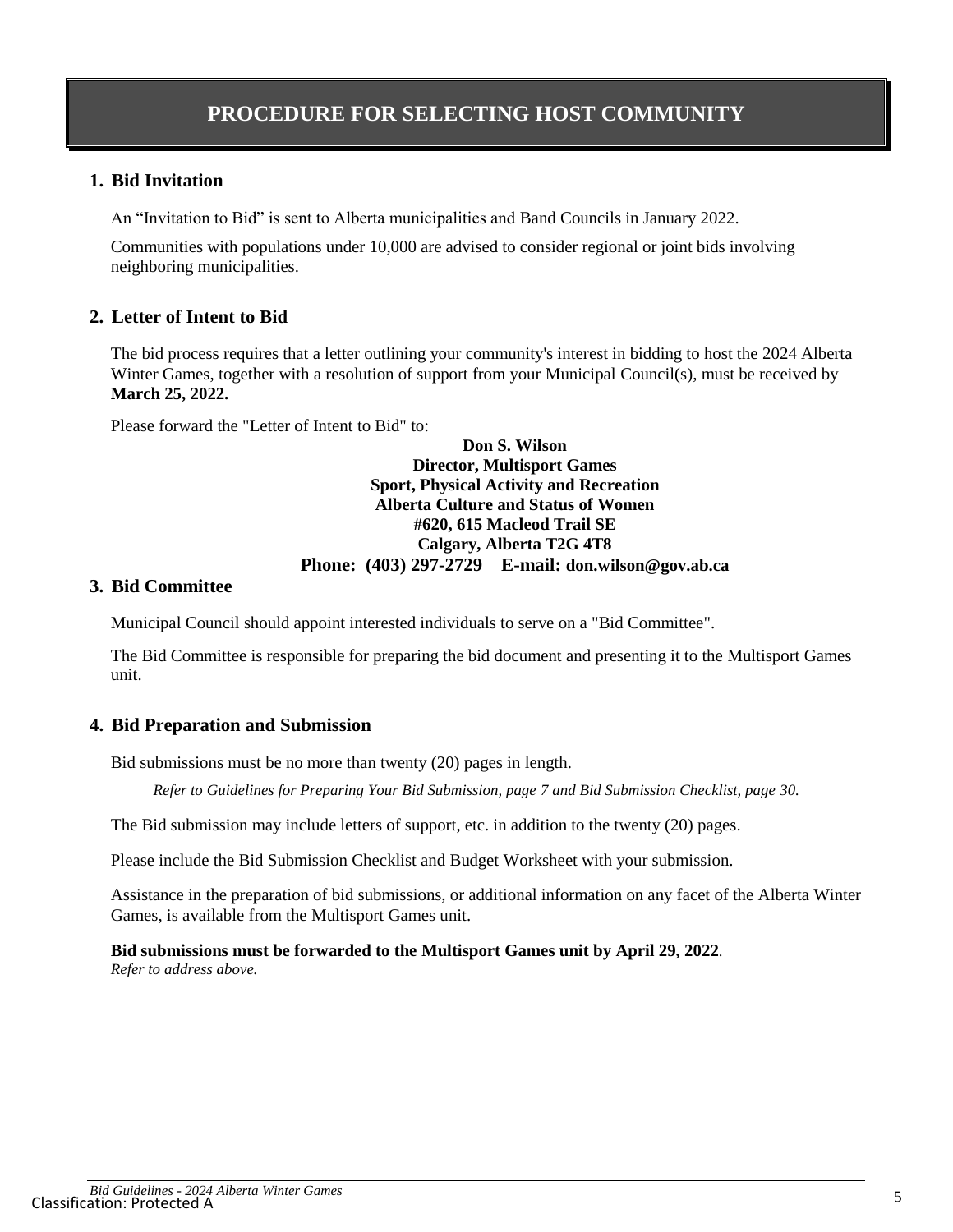# PROCEDURE FOR SELECTING HOST COMMUNITY

## 1. Bid Invitation

An "Invitation to Bid" is sent to Alberta municipalities and Band Councils in January 2022.

Communities with populations under 10,000 are advised to consider regional or joint bids involving neighboring municipalities.

## 2. Letter of Intent to Bid

The bid process requires that a letter outlining your community's interest in bidding to host the 2024 Alberta Winter Games, together with a resolution of support from your Municipal Council(s), must be received by **March 25, 2022.**

Please forward the "Letter of Intent to Bid" to:

**Don S. Wilson**
**Director, Multisport Games**
**Sport, Physical Activity and Recreation**
**Alberta Culture and Status of Women**
**#620, 615 Macleod Trail SE**
**Calgary, Alberta T2G 4T8**
**Phone: (403) 297-2729 E-mail: don.wilson@gov.ab.ca**

## 3. Bid Committee

Municipal Council should appoint interested individuals to serve on a "Bid Committee".

The Bid Committee is responsible for preparing the bid document and presenting it to the Multisport Games unit.

## 4. Bid Preparation and Submission

Bid submissions must be no more than twenty (20) pages in length.

*Refer to Guidelines for Preparing Your Bid Submission, page 7 and Bid Submission Checklist, page 30.*

The Bid submission may include letters of support, etc. in addition to the twenty (20) pages.

Please include the Bid Submission Checklist and Budget Worksheet with your submission.

Assistance in the preparation of bid submissions, or additional information on any facet of the Alberta Winter Games, is available from the Multisport Games unit.

**Bid submissions must be forwarded to the Multisport Games unit by April 29, 2022**.
*Refer to address above.*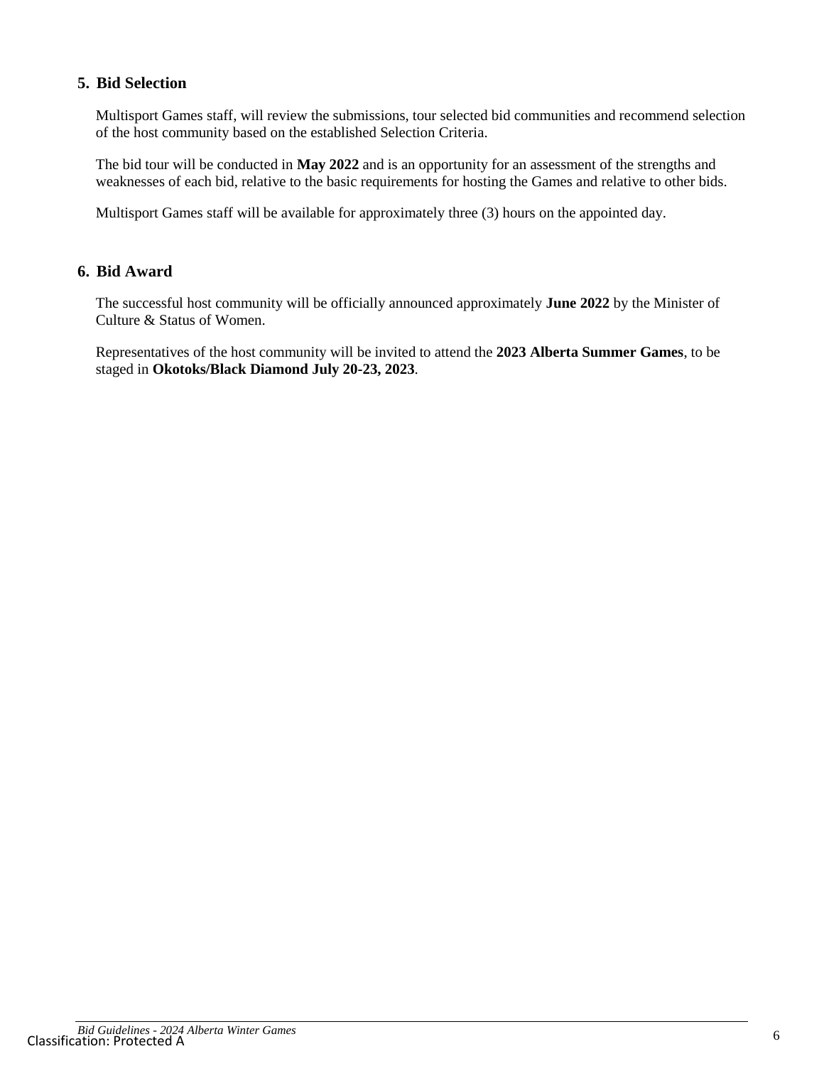## 5. Bid Selection

Multisport Games staff, will review the submissions, tour selected bid communities and recommend selection of the host community based on the established Selection Criteria.

The bid tour will be conducted in **May 2022** and is an opportunity for an assessment of the strengths and weaknesses of each bid, relative to the basic requirements for hosting the Games and relative to other bids.

Multisport Games staff will be available for approximately three (3) hours on the appointed day.

## 6. Bid Award

The successful host community will be officially announced approximately **June 2022** by the Minister of Culture & Status of Women.

Representatives of the host community will be invited to attend the **2023 Alberta Summer Games**, to be staged in **Okotoks/Black Diamond July 20-23, 2023**.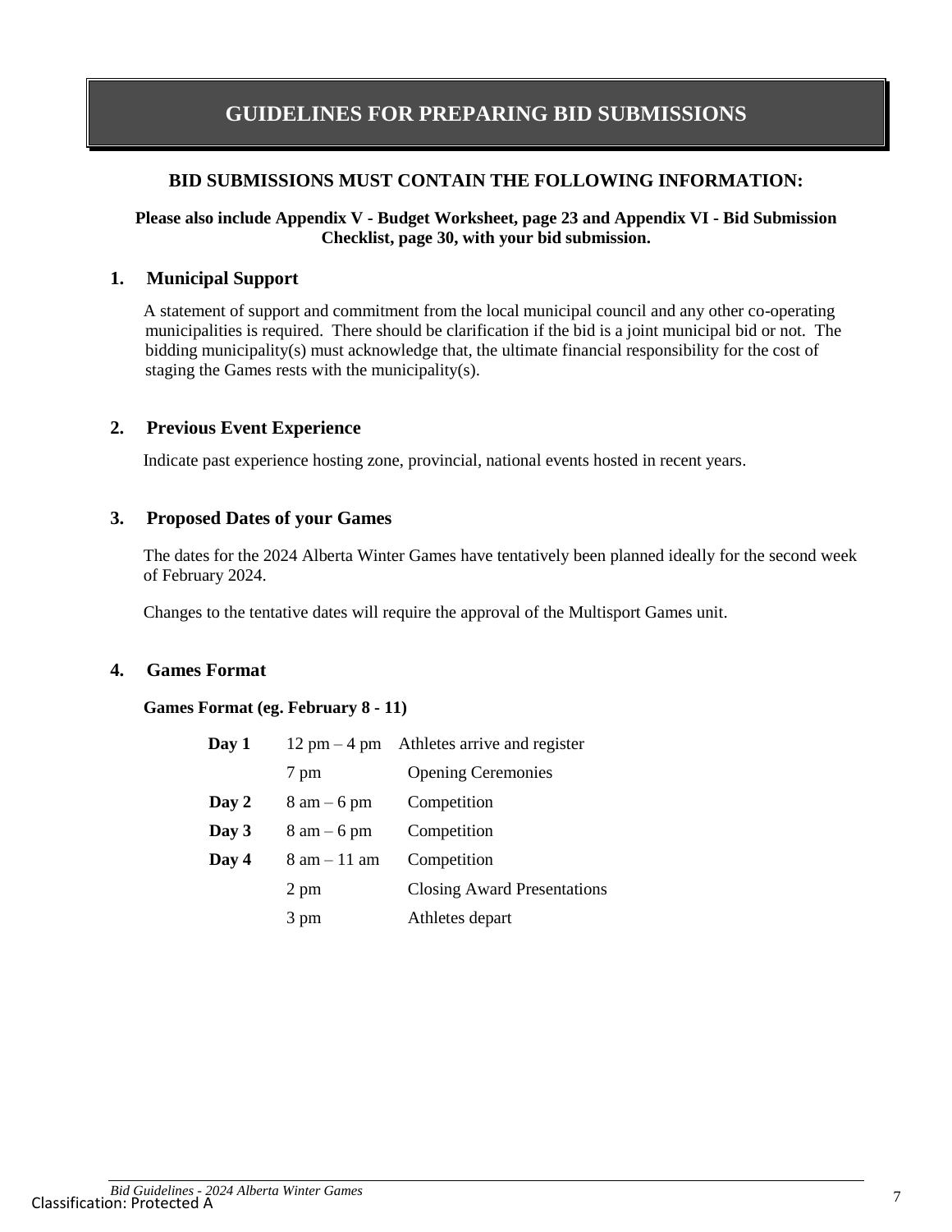# GUIDELINES FOR PREPARING BID SUBMISSIONS

**BID SUBMISSIONS MUST CONTAIN THE FOLLOWING INFORMATION:**

**Please also include Appendix V - Budget Worksheet, page 23 and Appendix VI - Bid Submission Checklist, page 30, with your bid submission.**

## 1. Municipal Support

A statement of support and commitment from the local municipal council and any other co-operating municipalities is required. There should be clarification if the bid is a joint municipal bid or not. The bidding municipality(s) must acknowledge that, the ultimate financial responsibility for the cost of staging the Games rests with the municipality(s).

## 2. Previous Event Experience

Indicate past experience hosting zone, provincial, national events hosted in recent years.

## 3. Proposed Dates of your Games

The dates for the 2024 Alberta Winter Games have tentatively been planned ideally for the second week of February 2024.

Changes to the tentative dates will require the approval of the Multisport Games unit.

## 4. Games Format

**Games Format (eg. February 8 - 11)**

| | | |
|---|---|---|
| **Day 1** | 12 pm – 4 pm | Athletes arrive and register |
| | 7 pm | Opening Ceremonies |
| **Day 2** | 8 am – 6 pm | Competition |
| **Day 3** | 8 am – 6 pm | Competition |
| **Day 4** | 8 am – 11 am | Competition |
| | 2 pm | Closing Award Presentations |
| | 3 pm | Athletes depart |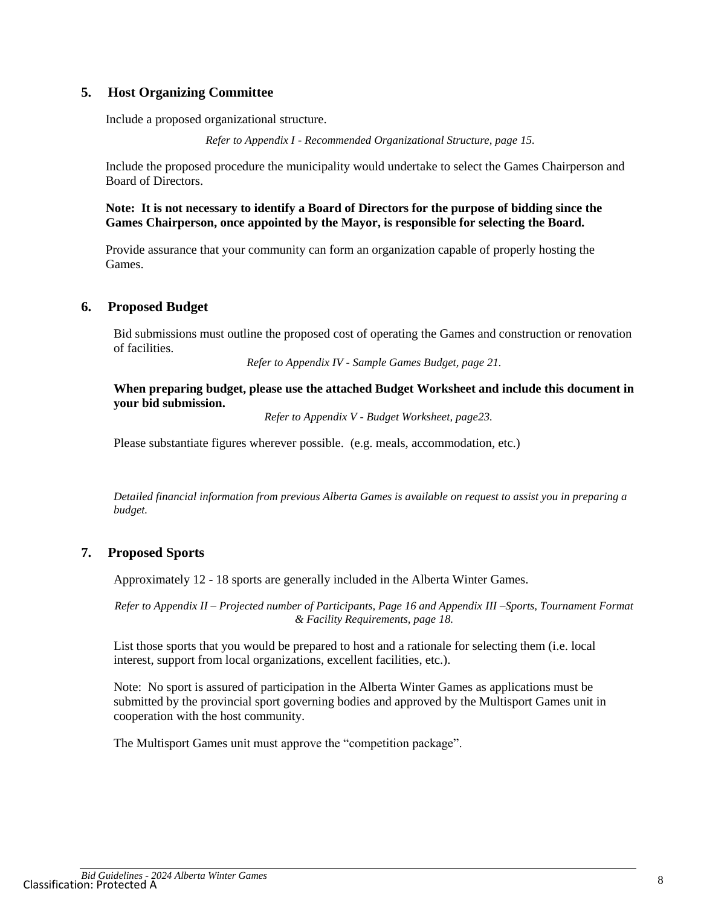## 5. Host Organizing Committee

Include a proposed organizational structure.

*Refer to Appendix I - Recommended Organizational Structure, page 15.*

Include the proposed procedure the municipality would undertake to select the Games Chairperson and Board of Directors.

**Note: It is not necessary to identify a Board of Directors for the purpose of bidding since the Games Chairperson, once appointed by the Mayor, is responsible for selecting the Board.**

Provide assurance that your community can form an organization capable of properly hosting the Games.

## 6. Proposed Budget

Bid submissions must outline the proposed cost of operating the Games and construction or renovation of facilities.

*Refer to Appendix IV - Sample Games Budget, page 21.*

**When preparing budget, please use the attached Budget Worksheet and include this document in your bid submission.**

*Refer to Appendix V - Budget Worksheet, page23.*

Please substantiate figures wherever possible. (e.g. meals, accommodation, etc.)

*Detailed financial information from previous Alberta Games is available on request to assist you in preparing a budget.*

## 7. Proposed Sports

Approximately 12 - 18 sports are generally included in the Alberta Winter Games.

*Refer to Appendix II – Projected number of Participants, Page 16 and Appendix III –Sports, Tournament Format & Facility Requirements, page 18.*

List those sports that you would be prepared to host and a rationale for selecting them (i.e. local interest, support from local organizations, excellent facilities, etc.).

Note: No sport is assured of participation in the Alberta Winter Games as applications must be submitted by the provincial sport governing bodies and approved by the Multisport Games unit in cooperation with the host community.

The Multisport Games unit must approve the "competition package".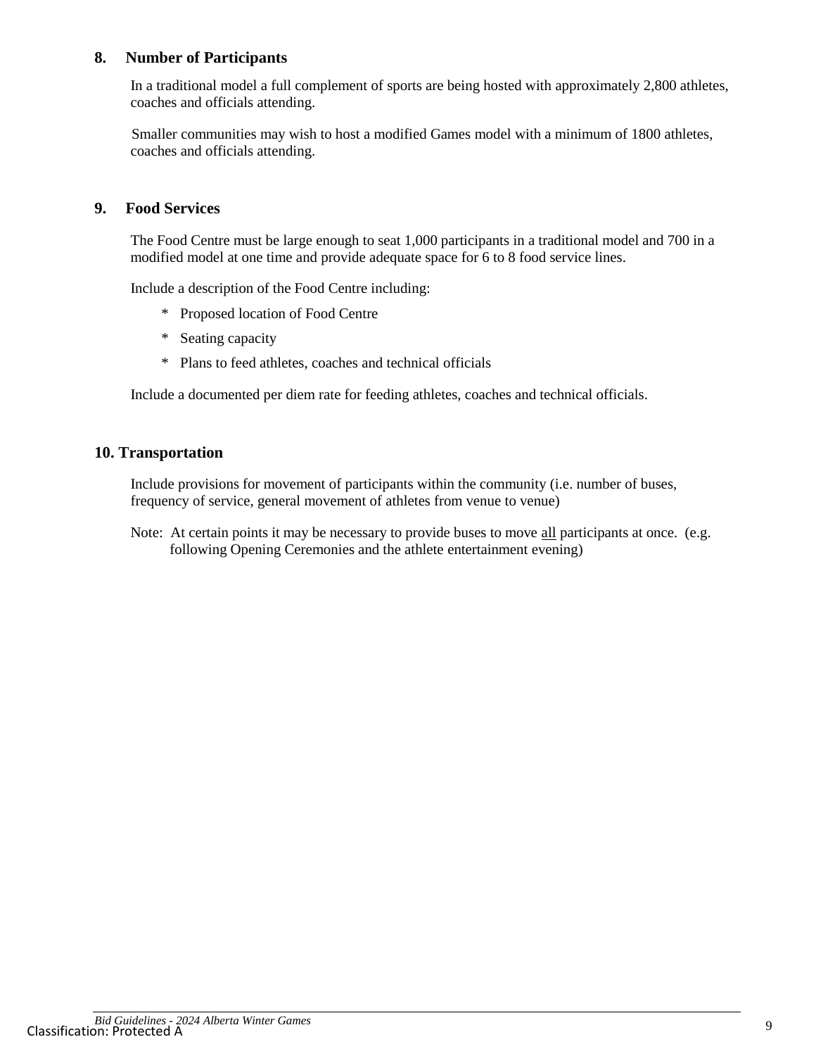## 8. Number of Participants

In a traditional model a full complement of sports are being hosted with approximately 2,800 athletes, coaches and officials attending.

Smaller communities may wish to host a modified Games model with a minimum of 1800 athletes, coaches and officials attending.

## 9. Food Services

The Food Centre must be large enough to seat 1,000 participants in a traditional model and 700 in a modified model at one time and provide adequate space for 6 to 8 food service lines.

Include a description of the Food Centre including:

* Proposed location of Food Centre
* Seating capacity
* Plans to feed athletes, coaches and technical officials

Include a documented per diem rate for feeding athletes, coaches and technical officials.

## 10. Transportation

Include provisions for movement of participants within the community (i.e. number of buses, frequency of service, general movement of athletes from venue to venue)

Note: At certain points it may be necessary to provide buses to move all participants at once. (e.g. following Opening Ceremonies and the athlete entertainment evening)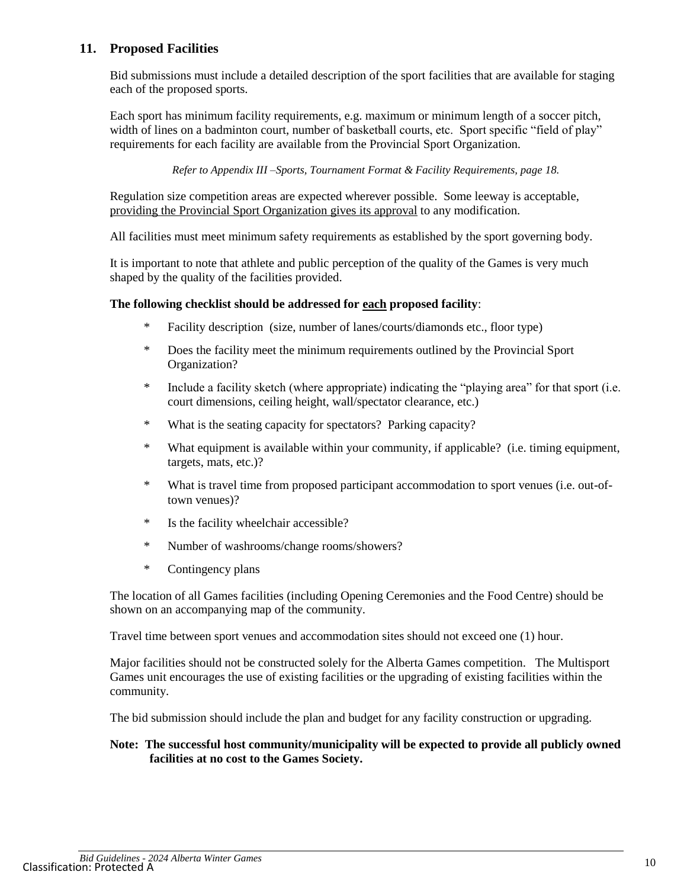## 11. Proposed Facilities

Bid submissions must include a detailed description of the sport facilities that are available for staging each of the proposed sports.

Each sport has minimum facility requirements, e.g. maximum or minimum length of a soccer pitch, width of lines on a badminton court, number of basketball courts, etc. Sport specific "field of play" requirements for each facility are available from the Provincial Sport Organization.

*Refer to Appendix III –Sports, Tournament Format & Facility Requirements, page 18.*

Regulation size competition areas are expected wherever possible. Some leeway is acceptable, <u>providing the Provincial Sport Organization gives its approval</u> to any modification.

All facilities must meet minimum safety requirements as established by the sport governing body.

It is important to note that athlete and public perception of the quality of the Games is very much shaped by the quality of the facilities provided.

**The following checklist should be addressed for <u>each</u> proposed facility**:

* Facility description (size, number of lanes/courts/diamonds etc., floor type)
* Does the facility meet the minimum requirements outlined by the Provincial Sport Organization?
* Include a facility sketch (where appropriate) indicating the "playing area" for that sport (i.e. court dimensions, ceiling height, wall/spectator clearance, etc.)
* What is the seating capacity for spectators? Parking capacity?
* What equipment is available within your community, if applicable? (i.e. timing equipment, targets, mats, etc.)?
* What is travel time from proposed participant accommodation to sport venues (i.e. out-of-town venues)?
* Is the facility wheelchair accessible?
* Number of washrooms/change rooms/showers?
* Contingency plans

The location of all Games facilities (including Opening Ceremonies and the Food Centre) should be shown on an accompanying map of the community.

Travel time between sport venues and accommodation sites should not exceed one (1) hour.

Major facilities should not be constructed solely for the Alberta Games competition. The Multisport Games unit encourages the use of existing facilities or the upgrading of existing facilities within the community.

The bid submission should include the plan and budget for any facility construction or upgrading.

**Note: The successful host community/municipality will be expected to provide all publicly owned facilities at no cost to the Games Society.**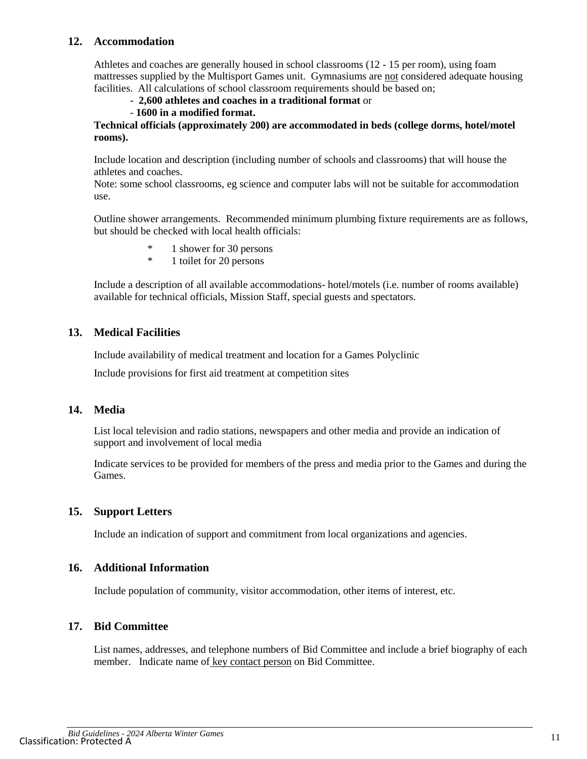## 12. Accommodation

Athletes and coaches are generally housed in school classrooms (12 - 15 per room), using foam mattresses supplied by the Multisport Games unit. Gymnasiums are <u>not</u> considered adequate housing facilities. All calculations of school classroom requirements should be based on;

- **2,600 athletes and coaches in a traditional format** or
- **1600 in a modified format.**

**Technical officials (approximately 200) are accommodated in beds (college dorms, hotel/motel rooms).**

Include location and description (including number of schools and classrooms) that will house the athletes and coaches.
Note: some school classrooms, eg science and computer labs will not be suitable for accommodation use.

Outline shower arrangements. Recommended minimum plumbing fixture requirements are as follows, but should be checked with local health officials:

- 1 shower for 30 persons
- 1 toilet for 20 persons

Include a description of all available accommodations- hotel/motels (i.e. number of rooms available) available for technical officials, Mission Staff, special guests and spectators.

## 13. Medical Facilities

Include availability of medical treatment and location for a Games Polyclinic

Include provisions for first aid treatment at competition sites

## 14. Media

List local television and radio stations, newspapers and other media and provide an indication of support and involvement of local media

Indicate services to be provided for members of the press and media prior to the Games and during the Games.

## 15. Support Letters

Include an indication of support and commitment from local organizations and agencies.

## 16. Additional Information

Include population of community, visitor accommodation, other items of interest, etc.

## 17. Bid Committee

List names, addresses, and telephone numbers of Bid Committee and include a brief biography of each member. Indicate name of <u>key contact person</u> on Bid Committee.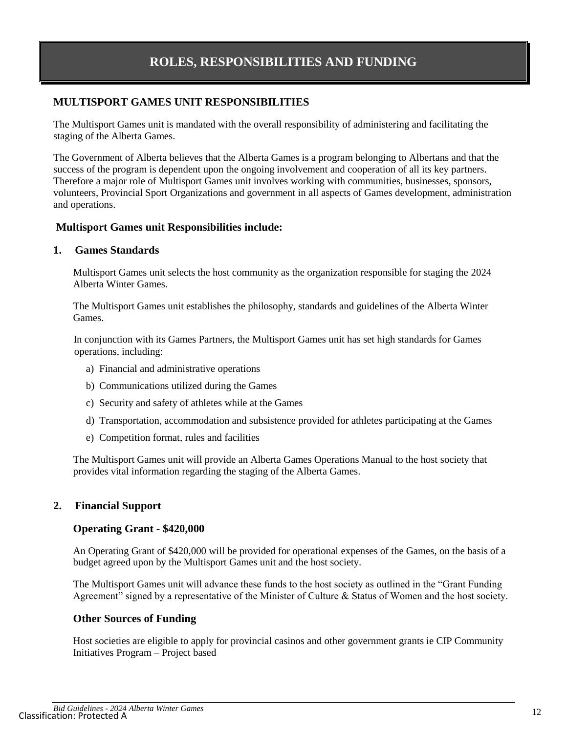# ROLES, RESPONSIBILITIES AND FUNDING

## MULTISPORT GAMES UNIT RESPONSIBILITIES

The Multisport Games unit is mandated with the overall responsibility of administering and facilitating the staging of the Alberta Games.

The Government of Alberta believes that the Alberta Games is a program belonging to Albertans and that the success of the program is dependent upon the ongoing involvement and cooperation of all its key partners. Therefore a major role of Multisport Games unit involves working with communities, businesses, sponsors, volunteers, Provincial Sport Organizations and government in all aspects of Games development, administration and operations.

### Multisport Games unit Responsibilities include:

### 1. Games Standards

Multisport Games unit selects the host community as the organization responsible for staging the 2024 Alberta Winter Games.

The Multisport Games unit establishes the philosophy, standards and guidelines of the Alberta Winter Games.

In conjunction with its Games Partners, the Multisport Games unit has set high standards for Games operations, including:

a) Financial and administrative operations
b) Communications utilized during the Games
c) Security and safety of athletes while at the Games
d) Transportation, accommodation and subsistence provided for athletes participating at the Games
e) Competition format, rules and facilities

The Multisport Games unit will provide an Alberta Games Operations Manual to the host society that provides vital information regarding the staging of the Alberta Games.

### 2. Financial Support

#### Operating Grant - $420,000

An Operating Grant of $420,000 will be provided for operational expenses of the Games, on the basis of a budget agreed upon by the Multisport Games unit and the host society.

The Multisport Games unit will advance these funds to the host society as outlined in the "Grant Funding Agreement" signed by a representative of the Minister of Culture & Status of Women and the host society.

#### Other Sources of Funding

Host societies are eligible to apply for provincial casinos and other government grants ie CIP Community Initiatives Program – Project based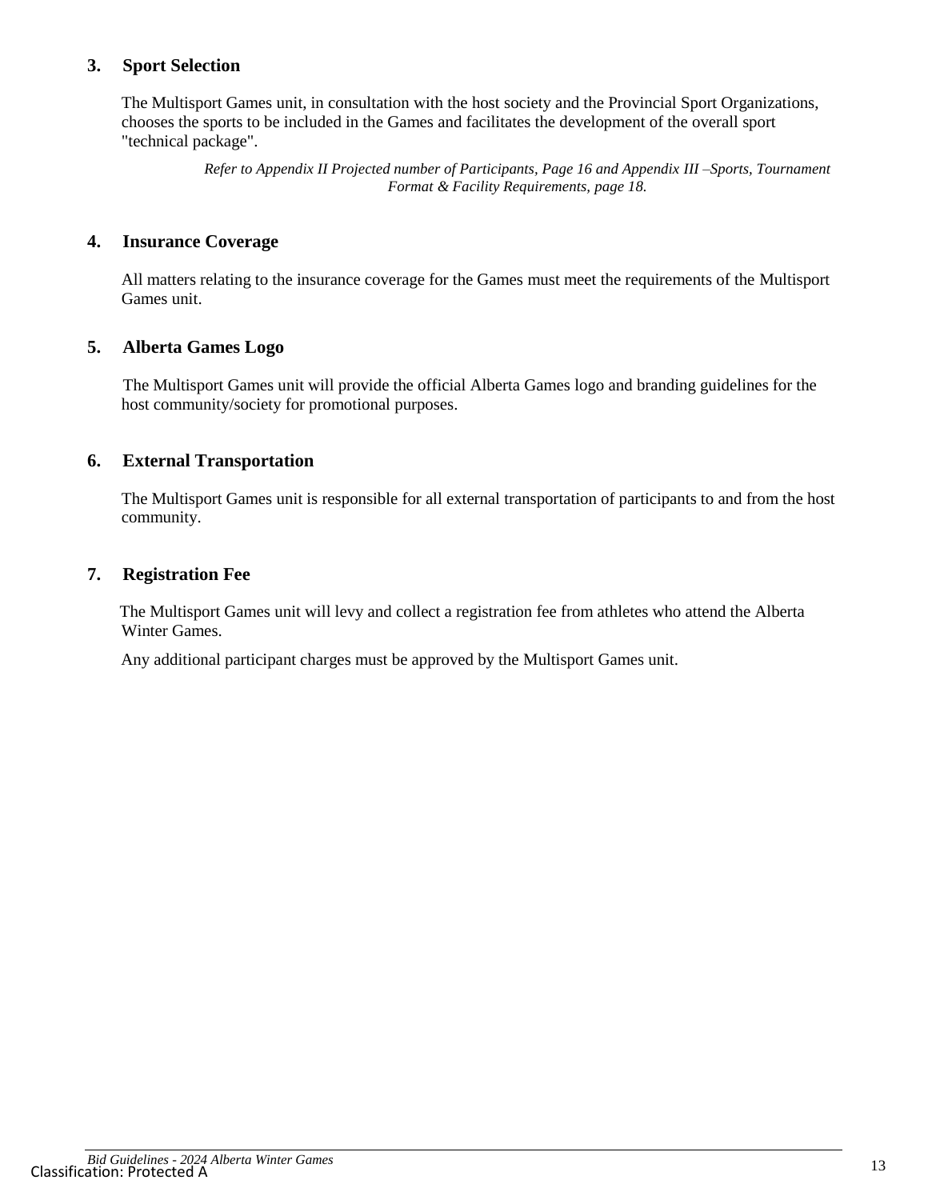### 3. Sport Selection

The Multisport Games unit, in consultation with the host society and the Provincial Sport Organizations, chooses the sports to be included in the Games and facilitates the development of the overall sport "technical package".

*Refer to Appendix II Projected number of Participants, Page 16 and Appendix III –Sports, Tournament Format & Facility Requirements, page 18.*

### 4. Insurance Coverage

All matters relating to the insurance coverage for the Games must meet the requirements of the Multisport Games unit.

### 5. Alberta Games Logo

The Multisport Games unit will provide the official Alberta Games logo and branding guidelines for the host community/society for promotional purposes.

### 6. External Transportation

The Multisport Games unit is responsible for all external transportation of participants to and from the host community.

### 7. Registration Fee

The Multisport Games unit will levy and collect a registration fee from athletes who attend the Alberta Winter Games.

Any additional participant charges must be approved by the Multisport Games unit.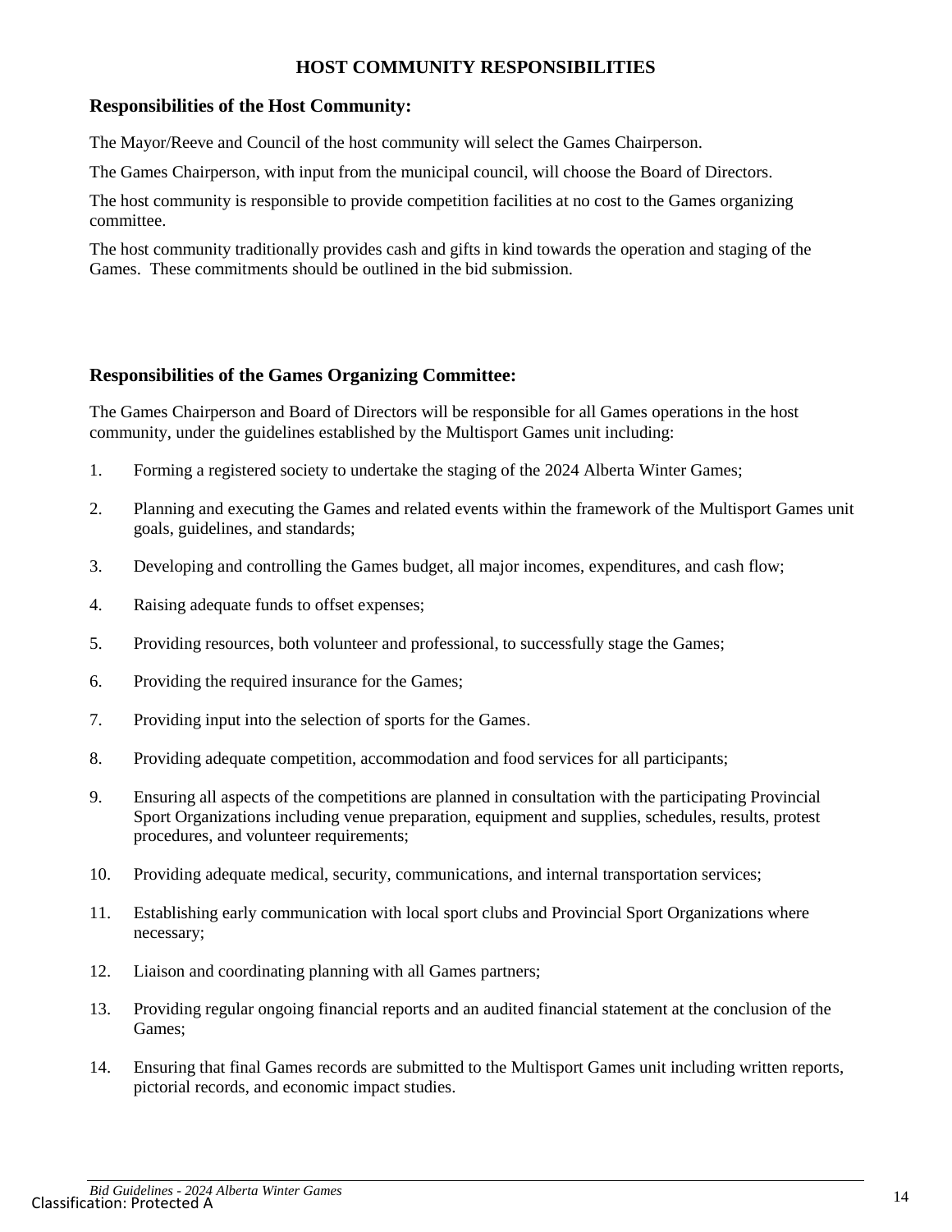# HOST COMMUNITY RESPONSIBILITIES

## Responsibilities of the Host Community:

The Mayor/Reeve and Council of the host community will select the Games Chairperson.

The Games Chairperson, with input from the municipal council, will choose the Board of Directors.

The host community is responsible to provide competition facilities at no cost to the Games organizing committee.

The host community traditionally provides cash and gifts in kind towards the operation and staging of the Games. These commitments should be outlined in the bid submission.

## Responsibilities of the Games Organizing Committee:

The Games Chairperson and Board of Directors will be responsible for all Games operations in the host community, under the guidelines established by the Multisport Games unit including:

1. Forming a registered society to undertake the staging of the 2024 Alberta Winter Games;
2. Planning and executing the Games and related events within the framework of the Multisport Games unit goals, guidelines, and standards;
3. Developing and controlling the Games budget, all major incomes, expenditures, and cash flow;
4. Raising adequate funds to offset expenses;
5. Providing resources, both volunteer and professional, to successfully stage the Games;
6. Providing the required insurance for the Games;
7. Providing input into the selection of sports for the Games.
8. Providing adequate competition, accommodation and food services for all participants;
9. Ensuring all aspects of the competitions are planned in consultation with the participating Provincial Sport Organizations including venue preparation, equipment and supplies, schedules, results, protest procedures, and volunteer requirements;
10. Providing adequate medical, security, communications, and internal transportation services;
11. Establishing early communication with local sport clubs and Provincial Sport Organizations where necessary;
12. Liaison and coordinating planning with all Games partners;
13. Providing regular ongoing financial reports and an audited financial statement at the conclusion of the Games;
14. Ensuring that final Games records are submitted to the Multisport Games unit including written reports, pictorial records, and economic impact studies.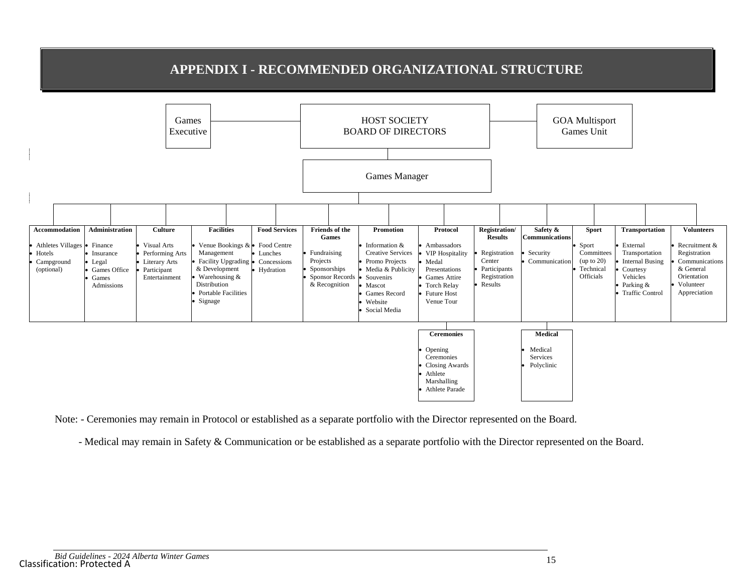# APPENDIX I - RECOMMENDED ORGANIZATIONAL STRUCTURE

Games Executive — HOST SOCIETY BOARD OF DIRECTORS — GOA Multisport Games Unit

Games Manager

| Accommodation | Administration | Culture | Facilities | Food Services | Friends of the Games | Promotion | Protocol | Registration/ Results | Safety & Communications | Sport | Transportation | Volunteers |
|---|---|---|---|---|---|---|---|---|---|---|---|---|
| • Athletes Villages<br>• Hotels<br>• Campground (optional) | • Finance<br>• Insurance<br>• Legal<br>• Games Office<br>• Games Admissions | • Visual Arts<br>• Performing Arts<br>• Literary Arts<br>• Participant Entertainment | • Venue Bookings & Management<br>• Facility Upgrading & Development<br>• Warehousing & Distribution<br>• Portable Facilities<br>• Signage | • Food Centre<br>• Lunches<br>• Concessions<br>• Hydration | • Fundraising Projects<br>• Sponsorships<br>• Sponsor Records & Recognition | • Information & Creative Services<br>• Promo Projects<br>• Media & Publicity<br>• Souvenirs<br>• Mascot<br>• Games Record<br>• Website<br>• Social Media | • Ambassadors<br>• VIP Hospitality<br>• Medal Presentations<br>• Games Attire<br>• Torch Relay<br>• Future Host Venue Tour | • Registration Center<br>• Participants Registration<br>• Results | • Security<br>• Communication | • Sport Committees (up to 20)<br>• Technical Officials | • External Transportation<br>• Internal Busing<br>• Courtesy Vehicles<br>• Parking & Traffic Control | • Recruitment & Registration<br>• Communications & General Orientation<br>• Volunteer Appreciation |

Under Protocol:

**Ceremonies**
- Opening Ceremonies
- Closing Awards
- Athlete Marshalling
- Athlete Parade

Under Safety & Communications:

**Medical**
- Medical Services
- Polyclinic

Note: - Ceremonies may remain in Protocol or established as a separate portfolio with the Director represented on the Board.

- Medical may remain in Safety & Communication or be established as a separate portfolio with the Director represented on the Board.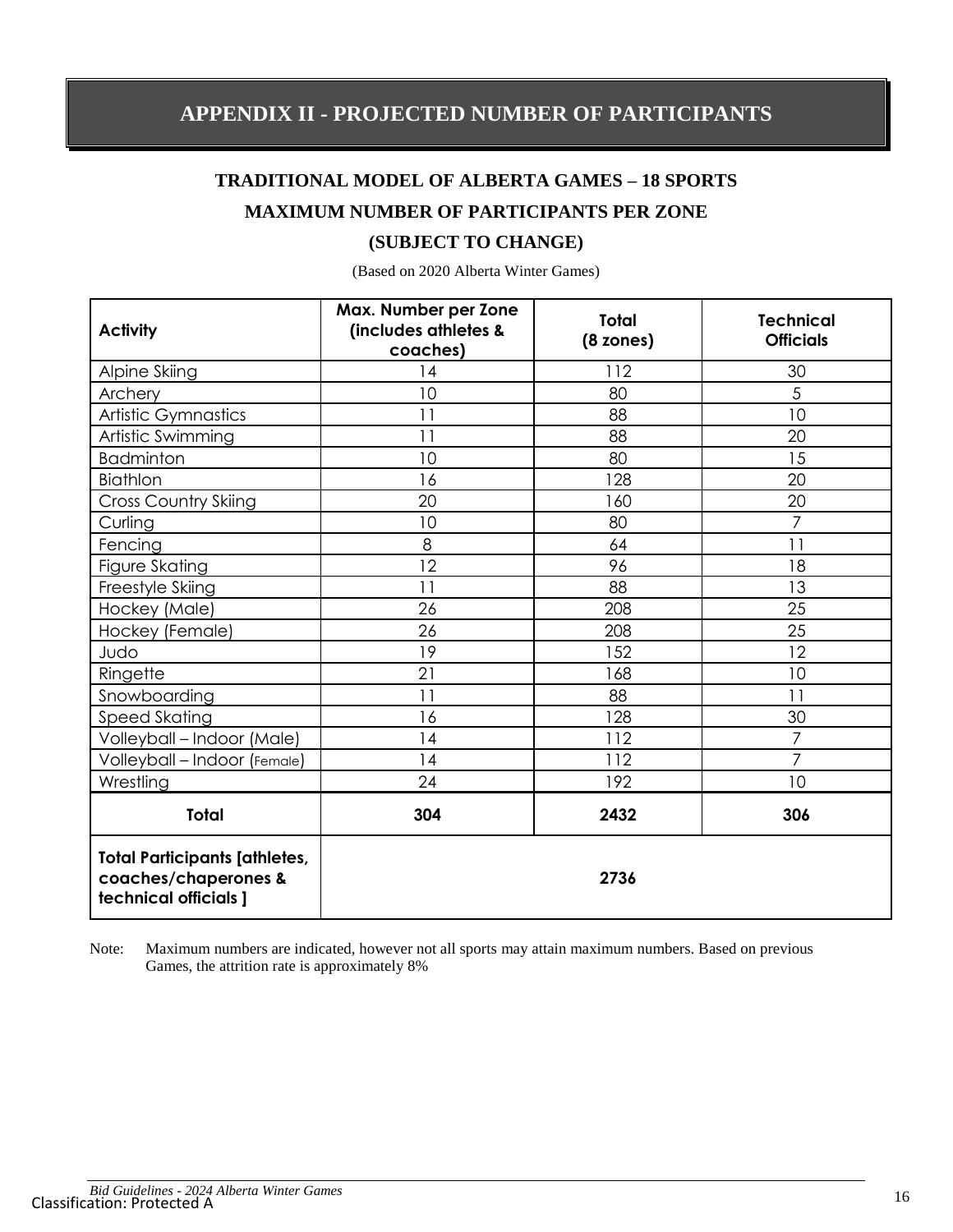# APPENDIX II - PROJECTED NUMBER OF PARTICIPANTS

## TRADITIONAL MODEL OF ALBERTA GAMES – 18 SPORTS

## MAXIMUM NUMBER OF PARTICIPANTS PER ZONE

## (SUBJECT TO CHANGE)

(Based on 2020 Alberta Winter Games)

| Activity | Max. Number per Zone (includes athletes & coaches) | Total (8 zones) | Technical Officials |
|---|---|---|---|
| Alpine Skiing | 14 | 112 | 30 |
| Archery | 10 | 80 | 5 |
| Artistic Gymnastics | 11 | 88 | 10 |
| Artistic Swimming | 11 | 88 | 20 |
| Badminton | 10 | 80 | 15 |
| Biathlon | 16 | 128 | 20 |
| Cross Country Skiing | 20 | 160 | 20 |
| Curling | 10 | 80 | 7 |
| Fencing | 8 | 64 | 11 |
| Figure Skating | 12 | 96 | 18 |
| Freestyle Skiing | 11 | 88 | 13 |
| Hockey (Male) | 26 | 208 | 25 |
| Hockey (Female) | 26 | 208 | 25 |
| Judo | 19 | 152 | 12 |
| Ringette | 21 | 168 | 10 |
| Snowboarding | 11 | 88 | 11 |
| Speed Skating | 16 | 128 | 30 |
| Volleyball – Indoor (Male) | 14 | 112 | 7 |
| Volleyball – Indoor (Female) | 14 | 112 | 7 |
| Wrestling | 24 | 192 | 10 |
| **Total** | **304** | **2432** | **306** |
| **Total Participants [athletes, coaches/chaperones & technical officials ]** | **2736** | | |

Note: Maximum numbers are indicated, however not all sports may attain maximum numbers. Based on previous Games, the attrition rate is approximately 8%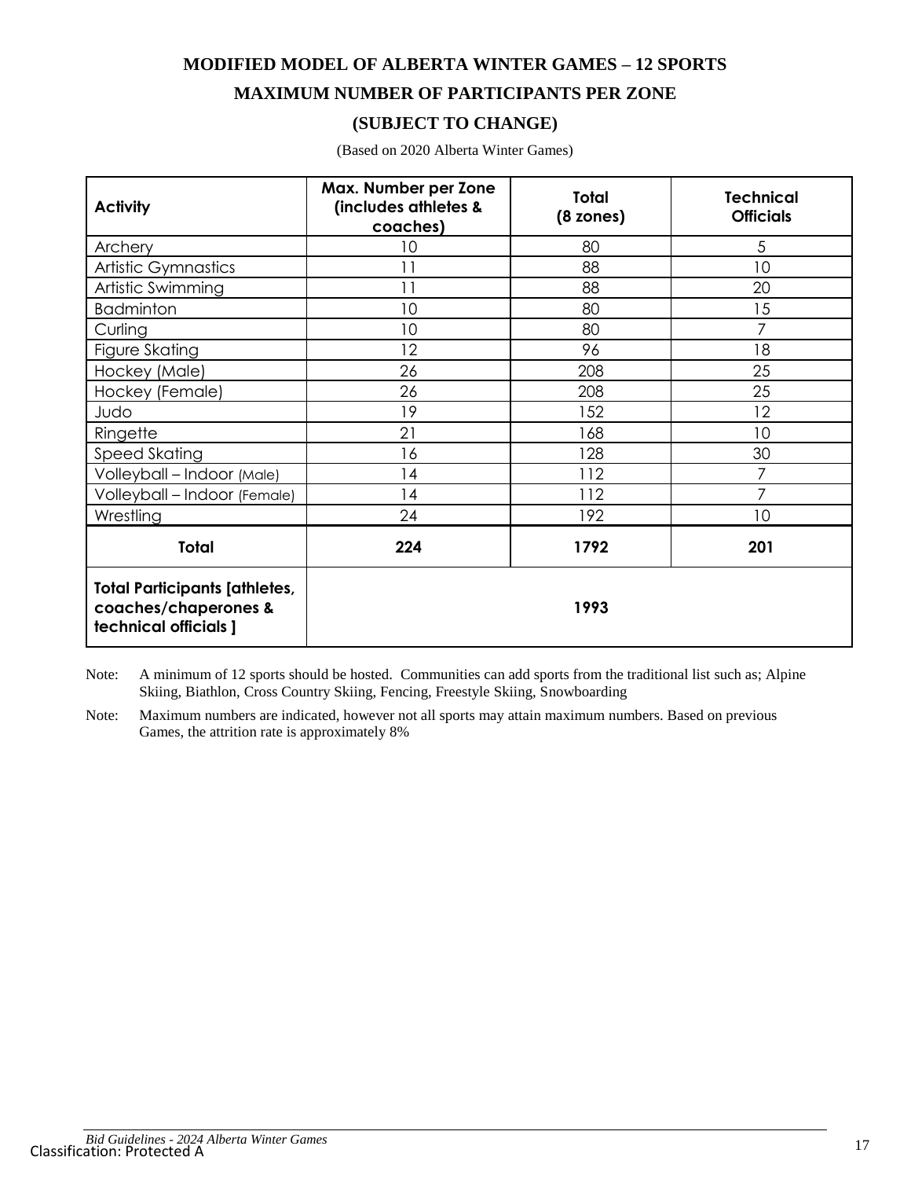# MODIFIED MODEL OF ALBERTA WINTER GAMES – 12 SPORTS

## MAXIMUM NUMBER OF PARTICIPANTS PER ZONE

## (SUBJECT TO CHANGE)

(Based on 2020 Alberta Winter Games)

| Activity | Max. Number per Zone (includes athletes & coaches) | Total (8 zones) | Technical Officials |
|---|---|---|---|
| Archery | 10 | 80 | 5 |
| Artistic Gymnastics | 11 | 88 | 10 |
| Artistic Swimming | 11 | 88 | 20 |
| Badminton | 10 | 80 | 15 |
| Curling | 10 | 80 | 7 |
| Figure Skating | 12 | 96 | 18 |
| Hockey (Male) | 26 | 208 | 25 |
| Hockey (Female) | 26 | 208 | 25 |
| Judo | 19 | 152 | 12 |
| Ringette | 21 | 168 | 10 |
| Speed Skating | 16 | 128 | 30 |
| Volleyball – Indoor (Male) | 14 | 112 | 7 |
| Volleyball – Indoor (Female) | 14 | 112 | 7 |
| Wrestling | 24 | 192 | 10 |
| **Total** | **224** | **1792** | **201** |
| **Total Participants [athletes, coaches/chaperones & technical officials ]** | **1993** | | |

Note: A minimum of 12 sports should be hosted. Communities can add sports from the traditional list such as; Alpine Skiing, Biathlon, Cross Country Skiing, Fencing, Freestyle Skiing, Snowboarding

Note: Maximum numbers are indicated, however not all sports may attain maximum numbers. Based on previous Games, the attrition rate is approximately 8%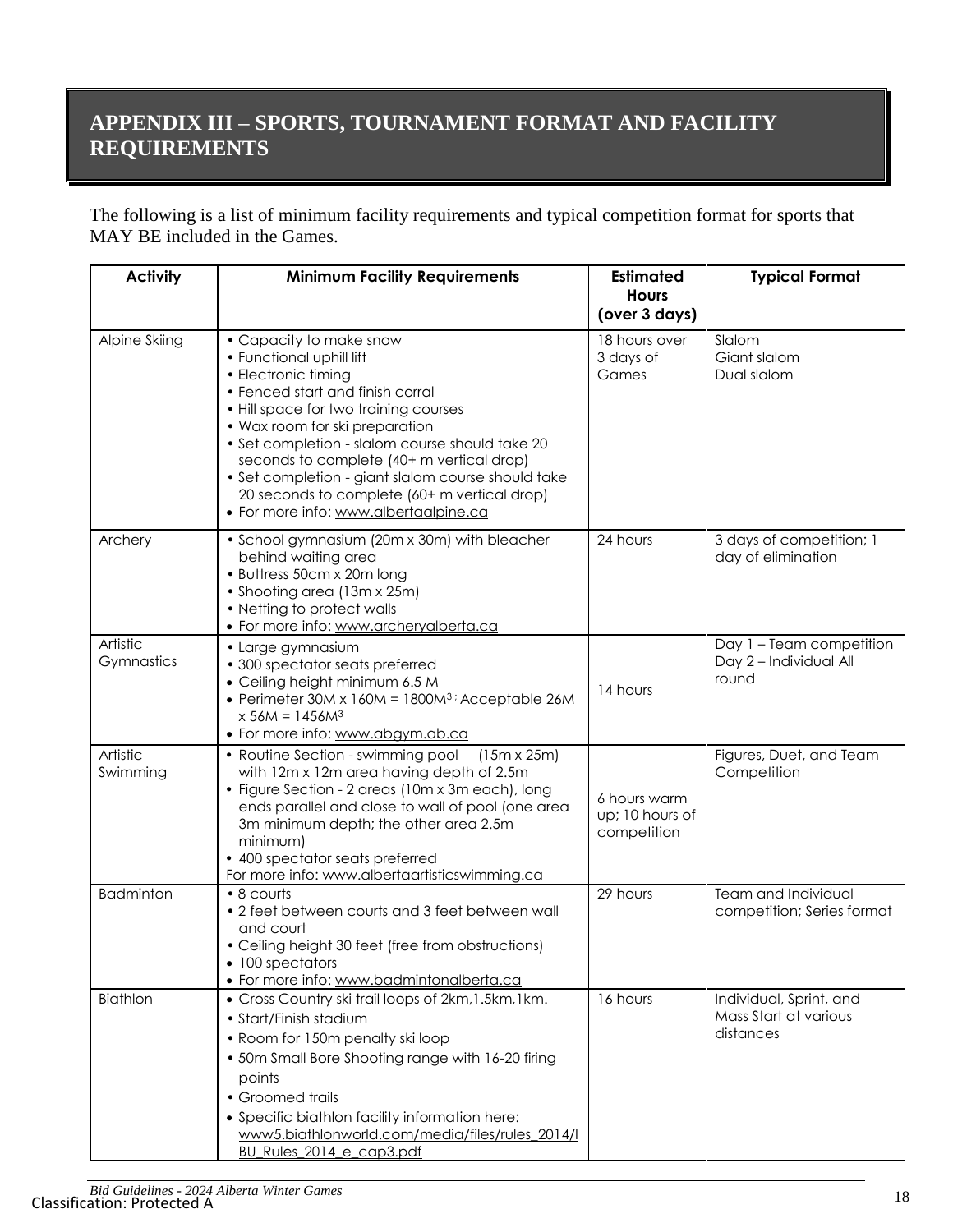# APPENDIX III – SPORTS, TOURNAMENT FORMAT AND FACILITY REQUIREMENTS

The following is a list of minimum facility requirements and typical competition format for sports that MAY BE included in the Games.

| Activity | Minimum Facility Requirements | Estimated Hours (over 3 days) | Typical Format |
|---|---|---|---|
| Alpine Skiing | • Capacity to make snow<br>• Functional uphill lift<br>• Electronic timing<br>• Fenced start and finish corral<br>• Hill space for two training courses<br>• Wax room for ski preparation<br>• Set completion - slalom course should take 20 seconds to complete (40+ m vertical drop)<br>• Set completion - giant slalom course should take 20 seconds to complete (60+ m vertical drop)<br>• For more info: www.albertaalpine.ca | 18 hours over 3 days of Games | Slalom<br>Giant slalom<br>Dual slalom |
| Archery | • School gymnasium (20m x 30m) with bleacher behind waiting area<br>• Buttress 50cm x 20m long<br>• Shooting area (13m x 25m)<br>• Netting to protect walls<br>• For more info: www.archeryalberta.ca | 24 hours | 3 days of competition; 1 day of elimination |
| Artistic Gymnastics | • Large gymnasium<br>• 300 spectator seats preferred<br>• Ceiling height minimum 6.5 M<br>• Perimeter 30M x 160M = 1800M$^3$ ; Acceptable 26M x 56M = 1456M$^3$<br>• For more info: www.abgym.ab.ca | 14 hours | Day 1 – Team competition<br>Day 2 – Individual All round |
| Artistic Swimming | • Routine Section - swimming pool (15m x 25m) with 12m x 12m area having depth of 2.5m<br>• Figure Section - 2 areas (10m x 3m each), long ends parallel and close to wall of pool (one area 3m minimum depth; the other area 2.5m minimum)<br>• 400 spectator seats preferred<br>For more info: www.albertaartisticswimming.ca | 6 hours warm up; 10 hours of competition | Figures, Duet, and Team Competition |
| Badminton | • 8 courts<br>• 2 feet between courts and 3 feet between wall and court<br>• Ceiling height 30 feet (free from obstructions)<br>• 100 spectators<br>• For more info: www.badmintonalberta.ca | 29 hours | Team and Individual competition; Series format |
| Biathlon | • Cross Country ski trail loops of 2km,1.5km,1km.<br>• Start/Finish stadium<br>• Room for 150m penalty ski loop<br>• 50m Small Bore Shooting range with 16-20 firing points<br>• Groomed trails<br>• Specific biathlon facility information here: www5.biathlonworld.com/media/files/rules_2014/IBU_Rules_2014_e_cap3.pdf | 16 hours | Individual, Sprint, and Mass Start at various distances |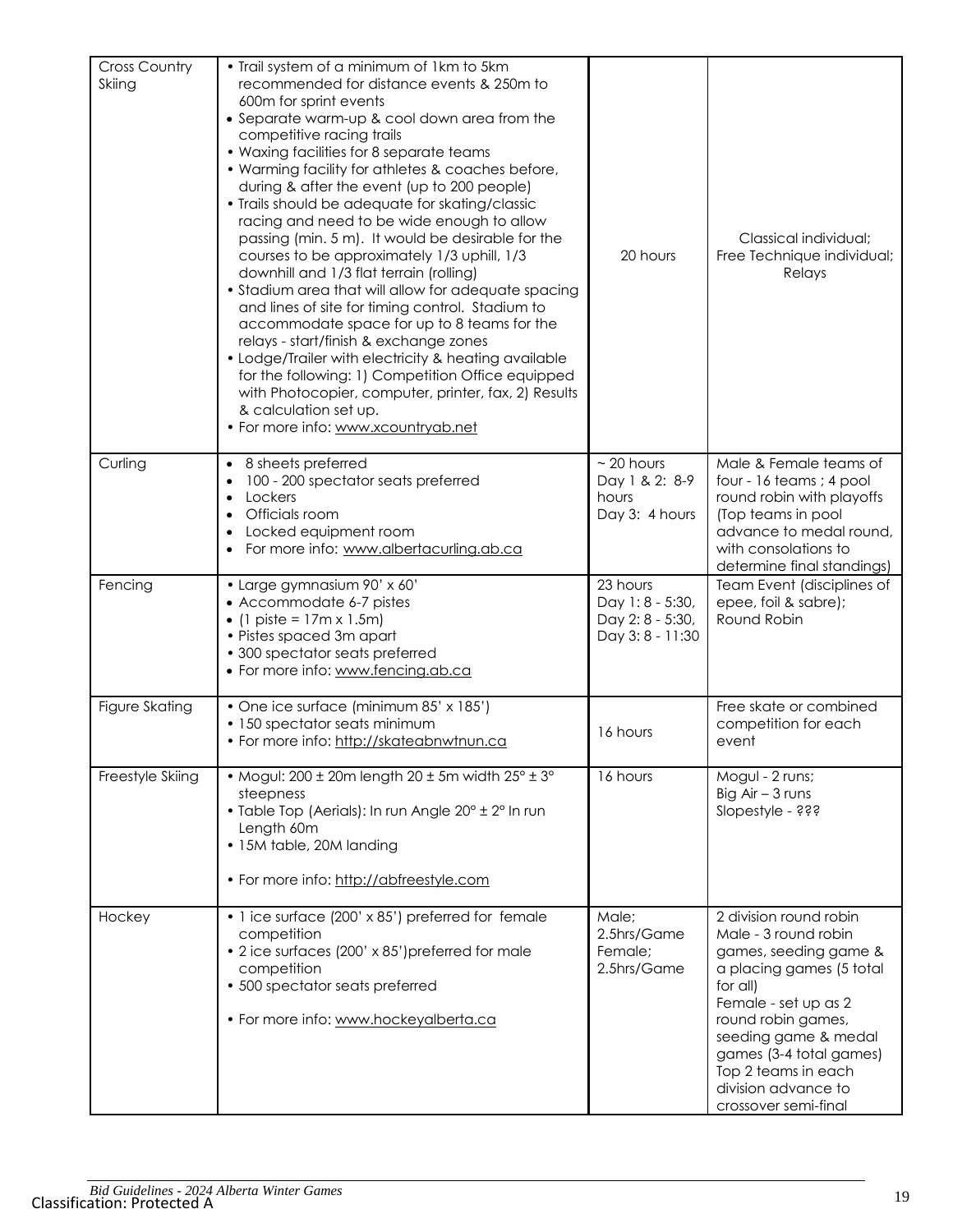| Cross Country Skiing | • Trail system of a minimum of 1km to 5km recommended for distance events & 250m to 600m for sprint events<br>• Separate warm-up & cool down area from the competitive racing trails<br>• Waxing facilities for 8 separate teams<br>• Warming facility for athletes & coaches before, during & after the event (up to 200 people)<br>• Trails should be adequate for skating/classic racing and need to be wide enough to allow passing (min. 5 m). It would be desirable for the courses to be approximately 1/3 uphill, 1/3 downhill and 1/3 flat terrain (rolling)<br>• Stadium area that will allow for adequate spacing and lines of site for timing control. Stadium to accommodate space for up to 8 teams for the relays - start/finish & exchange zones<br>• Lodge/Trailer with electricity & heating available for the following: 1) Competition Office equipped with Photocopier, computer, printer, fax, 2) Results & calculation set up.<br>• For more info: www.xcountryab.net | 20 hours | Classical individual; Free Technique individual; Relays |
|---|---|---|---|
| Curling | • 8 sheets preferred<br>• 100 - 200 spectator seats preferred<br>• Lockers<br>• Officials room<br>• Locked equipment room<br>• For more info: www.albertacurling.ab.ca | ~ 20 hours<br>Day 1 & 2: 8-9 hours<br>Day 3: 4 hours | Male & Female teams of four - 16 teams ; 4 pool round robin with playoffs (Top teams in pool advance to medal round, with consolations to determine final standings) |
| Fencing | • Large gymnasium 90' x 60'<br>• Accommodate 6-7 pistes<br>• (1 piste = 17m x 1.5m)<br>• Pistes spaced 3m apart<br>• 300 spectator seats preferred<br>• For more info: www.fencing.ab.ca | 23 hours<br>Day 1: 8 - 5:30,<br>Day 2: 8 - 5:30,<br>Day 3: 8 - 11:30 | Team Event (disciplines of epee, foil & sabre); Round Robin |
| Figure Skating | • One ice surface (minimum 85' x 185')<br>• 150 spectator seats minimum<br>• For more info: http://skateabnwtnun.ca | 16 hours | Free skate or combined competition for each event |
| Freestyle Skiing | • Mogul: 200 ± 20m length 20 ± 5m width 25° ± 3° steepness<br>• Table Top (Aerials): In run Angle 20° ± 2° In run Length 60m<br>• 15M table, 20M landing<br><br>• For more info: http://abfreestyle.com | 16 hours | Mogul - 2 runs;<br>Big Air – 3 runs<br>Slopestyle - ??? |
| Hockey | • 1 ice surface (200' x 85') preferred for female competition<br>• 2 ice surfaces (200' x 85')preferred for male competition<br>• 500 spectator seats preferred<br><br>• For more info: www.hockeyalberta.ca | Male;<br>2.5hrs/Game<br>Female;<br>2.5hrs/Game | 2 division round robin<br>Male - 3 round robin games, seeding game & a placing games (5 total for all)<br>Female - set up as 2 round robin games, seeding game & medal games (3-4 total games)<br>Top 2 teams in each division advance to crossover semi-final |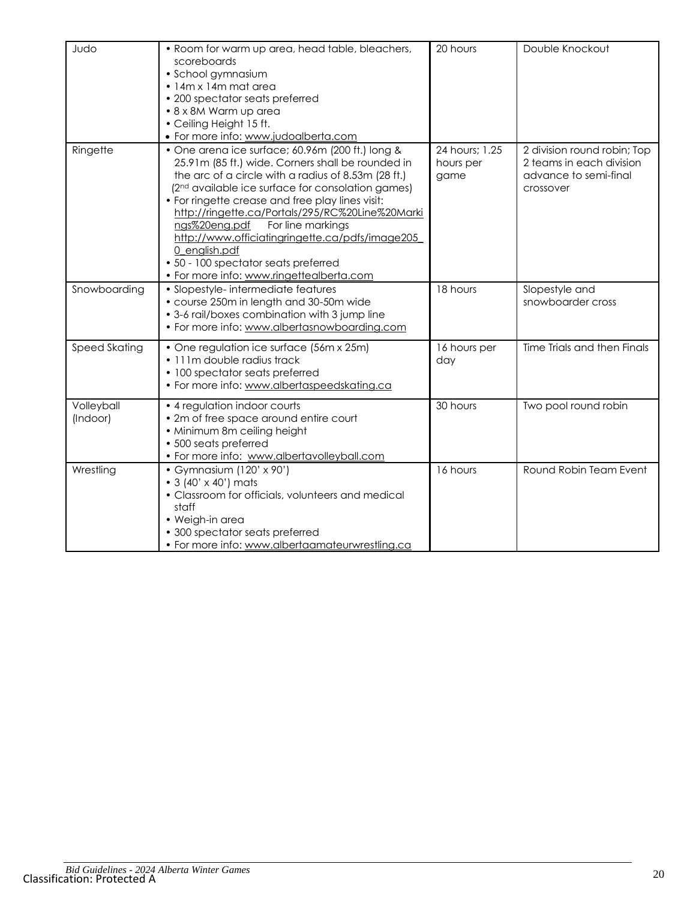| Judo | • Room for warm up area, head table, bleachers, scoreboards<br>• School gymnasium<br>• 14m x 14m mat area<br>• 200 spectator seats preferred<br>• 8 x 8M Warm up area<br>• Ceiling Height 15 ft.<br>• For more info: www.judoalberta.com | 20 hours | Double Knockout |
|---|---|---|---|
| Ringette | • One arena ice surface; 60.96m (200 ft.) long & 25.91m (85 ft.) wide. Corners shall be rounded in the arc of a circle with a radius of 8.53m (28 ft.) (2nd available ice surface for consolation games)<br>• For ringette crease and free play lines visit: http://ringette.ca/Portals/295/RC%20Line%20Markings%20eng.pdf For line markings http://www.officiatingringette.ca/pdfs/image205_0_english.pdf<br>• 50 - 100 spectator seats preferred<br>• For more info: www.ringettealberta.com | 24 hours; 1.25 hours per game | 2 division round robin; Top 2 teams in each division advance to semi-final crossover |
| Snowboarding | • Slopestyle- intermediate features<br>• course 250m in length and 30-50m wide<br>• 3-6 rail/boxes combination with 3 jump line<br>• For more info: www.albertasnowboarding.com | 18 hours | Slopestyle and snowboarder cross |
| Speed Skating | • One regulation ice surface (56m x 25m)<br>• 111m double radius track<br>• 100 spectator seats preferred<br>• For more info: www.albertaspeedskating.ca | 16 hours per day | Time Trials and then Finals |
| Volleyball (Indoor) | • 4 regulation indoor courts<br>• 2m of free space around entire court<br>• Minimum 8m ceiling height<br>• 500 seats preferred<br>• For more info: www.albertavolleyball.com | 30 hours | Two pool round robin |
| Wrestling | • Gymnasium (120' x 90')<br>• 3 (40' x 40') mats<br>• Classroom for officials, volunteers and medical staff<br>• Weigh-in area<br>• 300 spectator seats preferred<br>• For more info: www.albertaamateurwrestling.ca | 16 hours | Round Robin Team Event |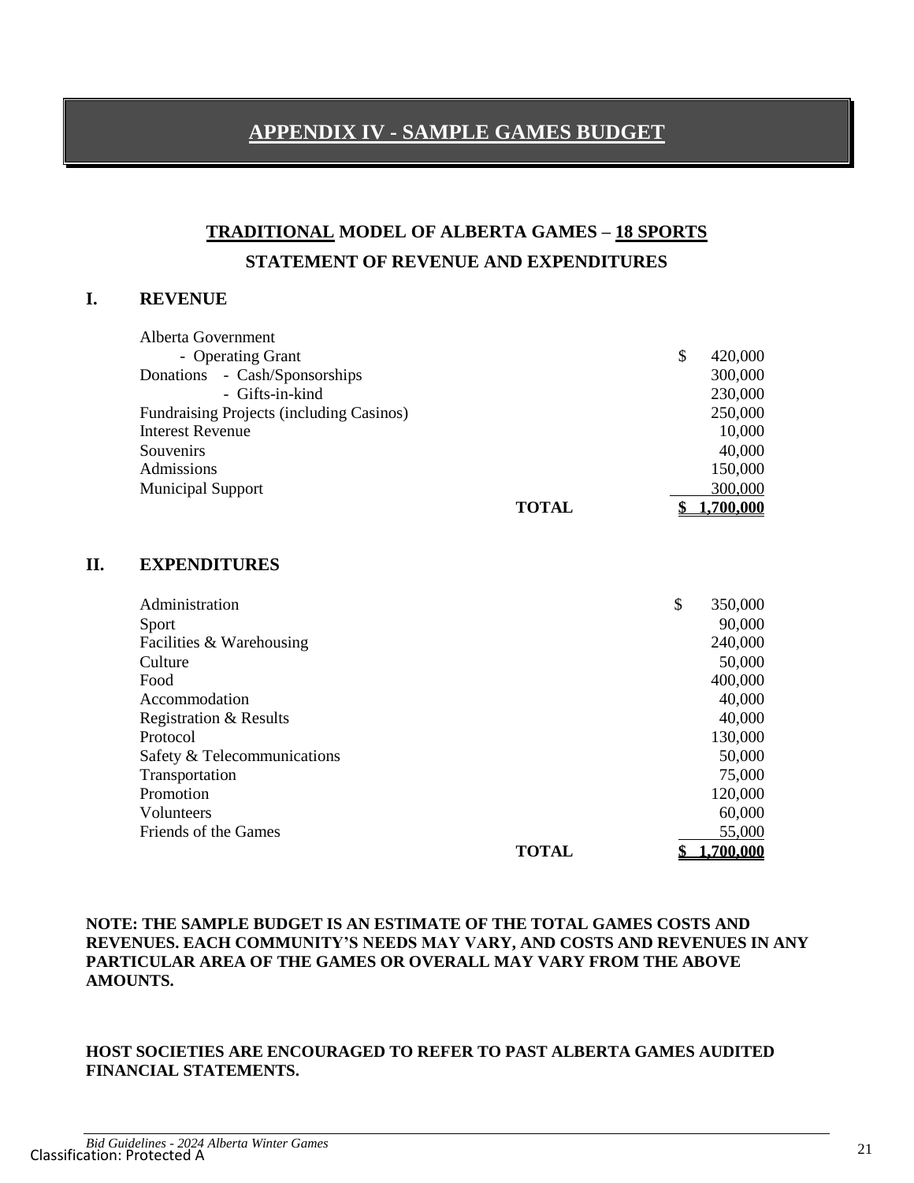# APPENDIX IV - SAMPLE GAMES BUDGET

## TRADITIONAL MODEL OF ALBERTA GAMES – 18 SPORTS

## STATEMENT OF REVENUE AND EXPENDITURES

### I. REVENUE

| | | |
|---|---|---|
| Alberta Government | | |
| - Operating Grant | | $ 420,000 |
| Donations - Cash/Sponsorships | | 300,000 |
| - Gifts-in-kind | | 230,000 |
| Fundraising Projects (including Casinos) | | 250,000 |
| Interest Revenue | | 10,000 |
| Souvenirs | | 40,000 |
| Admissions | | 150,000 |
| Municipal Support | | 300,000 |
| | **TOTAL** | **$ 1,700,000** |

### II. EXPENDITURES

| | | |
|---|---|---|
| Administration | | $ 350,000 |
| Sport | | 90,000 |
| Facilities & Warehousing | | 240,000 |
| Culture | | 50,000 |
| Food | | 400,000 |
| Accommodation | | 40,000 |
| Registration & Results | | 40,000 |
| Protocol | | 130,000 |
| Safety & Telecommunications | | 50,000 |
| Transportation | | 75,000 |
| Promotion | | 120,000 |
| Volunteers | | 60,000 |
| Friends of the Games | | 55,000 |
| | **TOTAL** | **$ 1,700,000** |

**NOTE: THE SAMPLE BUDGET IS AN ESTIMATE OF THE TOTAL GAMES COSTS AND REVENUES. EACH COMMUNITY'S NEEDS MAY VARY, AND COSTS AND REVENUES IN ANY PARTICULAR AREA OF THE GAMES OR OVERALL MAY VARY FROM THE ABOVE AMOUNTS.**

**HOST SOCIETIES ARE ENCOURAGED TO REFER TO PAST ALBERTA GAMES AUDITED FINANCIAL STATEMENTS.**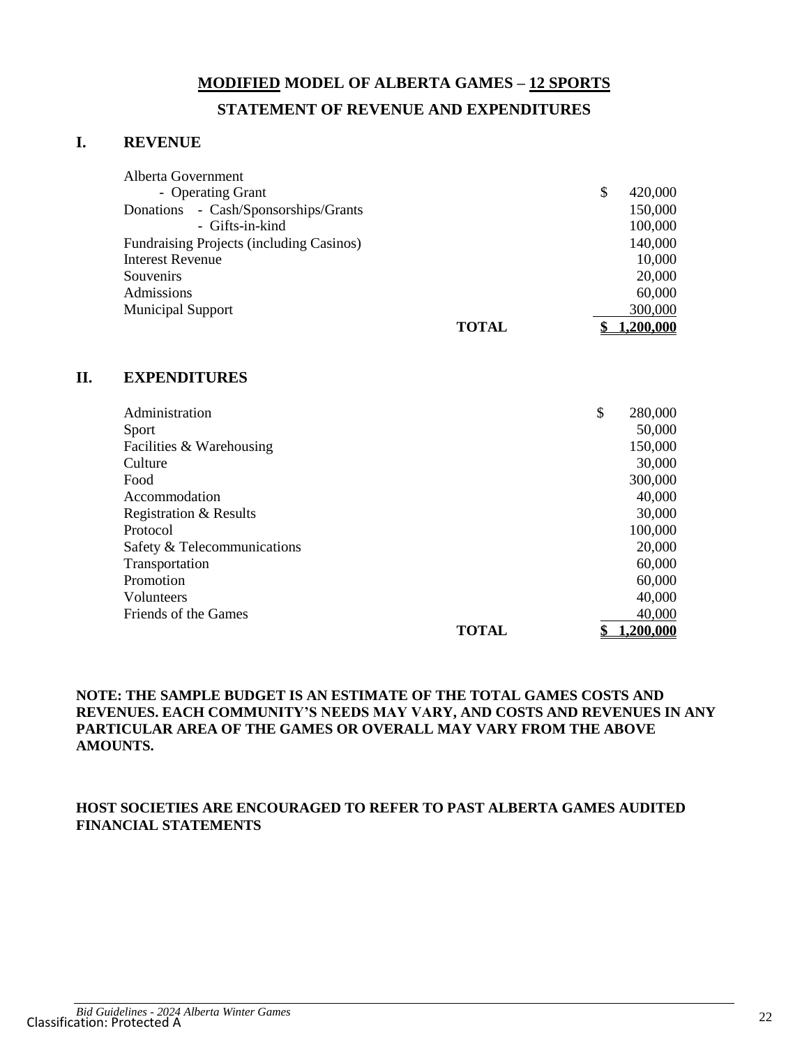# **MODIFIED MODEL OF ALBERTA GAMES – 12 SPORTS**

## STATEMENT OF REVENUE AND EXPENDITURES

## I. REVENUE

| | | |
|---|---|---|
| Alberta Government | | |
| - Operating Grant | | $ 420,000 |
| Donations - Cash/Sponsorships/Grants | | 150,000 |
| - Gifts-in-kind | | 100,000 |
| Fundraising Projects (including Casinos) | | 140,000 |
| Interest Revenue | | 10,000 |
| Souvenirs | | 20,000 |
| Admissions | | 60,000 |
| Municipal Support | | 300,000 |
| | **TOTAL** | **$ 1,200,000** |

## II. EXPENDITURES

| | | |
|---|---|---|
| Administration | | $ 280,000 |
| Sport | | 50,000 |
| Facilities & Warehousing | | 150,000 |
| Culture | | 30,000 |
| Food | | 300,000 |
| Accommodation | | 40,000 |
| Registration & Results | | 30,000 |
| Protocol | | 100,000 |
| Safety & Telecommunications | | 20,000 |
| Transportation | | 60,000 |
| Promotion | | 60,000 |
| Volunteers | | 40,000 |
| Friends of the Games | | 40,000 |
| | **TOTAL** | **$ 1,200,000** |

**NOTE: THE SAMPLE BUDGET IS AN ESTIMATE OF THE TOTAL GAMES COSTS AND REVENUES. EACH COMMUNITY'S NEEDS MAY VARY, AND COSTS AND REVENUES IN ANY PARTICULAR AREA OF THE GAMES OR OVERALL MAY VARY FROM THE ABOVE AMOUNTS.**

**HOST SOCIETIES ARE ENCOURAGED TO REFER TO PAST ALBERTA GAMES AUDITED FINANCIAL STATEMENTS**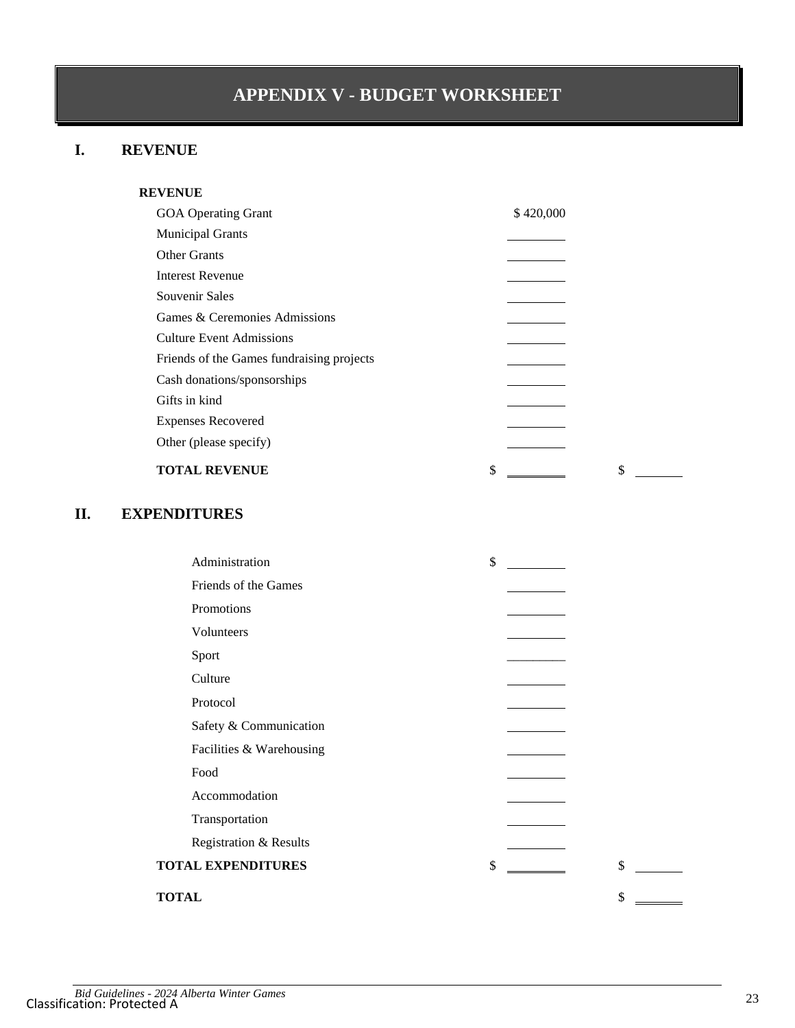# APPENDIX V - BUDGET WORKSHEET

## I. REVENUE

**REVENUE**

| | | |
|---|---|---|
| GOA Operating Grant | $ 420,000 | |
| Municipal Grants | ________ | |
| Other Grants | ________ | |
| Interest Revenue | ________ | |
| Souvenir Sales | ________ | |
| Games & Ceremonies Admissions | ________ | |
| Culture Event Admissions | ________ | |
| Friends of the Games fundraising projects | ________ | |
| Cash donations/sponsorships | ________ | |
| Gifts in kind | ________ | |
| Expenses Recovered | ________ | |
| Other (please specify) | ________ | |
| **TOTAL REVENUE** | $ ________ | $ ________ |

## II. EXPENDITURES

| | | |
|---|---|---|
| Administration | $ ________ | |
| Friends of the Games | ________ | |
| Promotions | ________ | |
| Volunteers | ________ | |
| Sport | ________ | |
| Culture | ________ | |
| Protocol | ________ | |
| Safety & Communication | ________ | |
| Facilities & Warehousing | ________ | |
| Food | ________ | |
| Accommodation | ________ | |
| Transportation | ________ | |
| Registration & Results | ________ | |
| **TOTAL EXPENDITURES** | $ ________ | $ ________ |
| **TOTAL** | | $ ________ |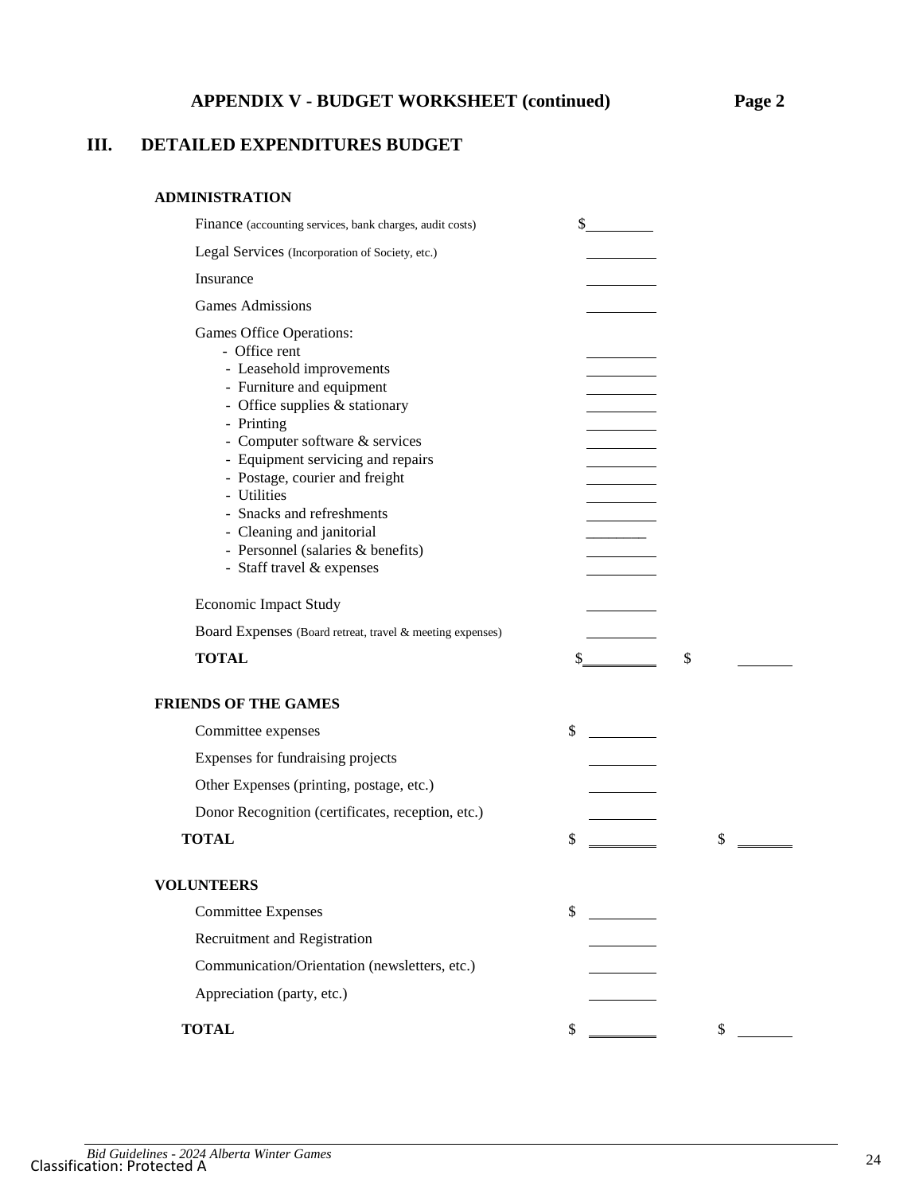**APPENDIX V - BUDGET WORKSHEET (continued) Page 2**

## III. DETAILED EXPENDITURES BUDGET

**ADMINISTRATION**

| | | |
|---|---|---|
| Finance (accounting services, bank charges, audit costs) | $\_\_\_\_\_\_\_\_ | |
| Legal Services (Incorporation of Society, etc.) | \_\_\_\_\_\_\_\_ | |
| Insurance | \_\_\_\_\_\_\_\_ | |
| Games Admissions | \_\_\_\_\_\_\_\_ | |
| Games Office Operations: | | |
| - Office rent | \_\_\_\_\_\_\_\_ | |
| - Leasehold improvements | \_\_\_\_\_\_\_\_ | |
| - Furniture and equipment | \_\_\_\_\_\_\_\_ | |
| - Office supplies & stationary | \_\_\_\_\_\_\_\_ | |
| - Printing | \_\_\_\_\_\_\_\_ | |
| - Computer software & services | \_\_\_\_\_\_\_\_ | |
| - Equipment servicing and repairs | \_\_\_\_\_\_\_\_ | |
| - Postage, courier and freight | \_\_\_\_\_\_\_\_ | |
| - Utilities | \_\_\_\_\_\_\_\_ | |
| - Snacks and refreshments | \_\_\_\_\_\_\_\_ | |
| - Cleaning and janitorial | \_\_\_\_\_\_\_\_ | |
| - Personnel (salaries & benefits) | \_\_\_\_\_\_\_\_ | |
| - Staff travel & expenses | \_\_\_\_\_\_\_\_ | |
| Economic Impact Study | \_\_\_\_\_\_\_\_ | |
| Board Expenses (Board retreat, travel & meeting expenses) | \_\_\_\_\_\_\_\_ | |
| **TOTAL** | $\_\_\_\_\_\_\_\_ | $\_\_\_\_\_\_\_\_ |

**FRIENDS OF THE GAMES**

| | | |
|---|---|---|
| Committee expenses | $\_\_\_\_\_\_\_\_ | |
| Expenses for fundraising projects | \_\_\_\_\_\_\_\_ | |
| Other Expenses (printing, postage, etc.) | \_\_\_\_\_\_\_\_ | |
| Donor Recognition (certificates, reception, etc.) | \_\_\_\_\_\_\_\_ | |
| **TOTAL** | $\_\_\_\_\_\_\_\_ | $\_\_\_\_\_\_\_\_ |

**VOLUNTEERS**

| | | |
|---|---|---|
| Committee Expenses | $\_\_\_\_\_\_\_\_ | |
| Recruitment and Registration | \_\_\_\_\_\_\_\_ | |
| Communication/Orientation (newsletters, etc.) | \_\_\_\_\_\_\_\_ | |
| Appreciation (party, etc.) | \_\_\_\_\_\_\_\_ | |
| **TOTAL** | $\_\_\_\_\_\_\_\_ | $\_\_\_\_\_\_\_\_ |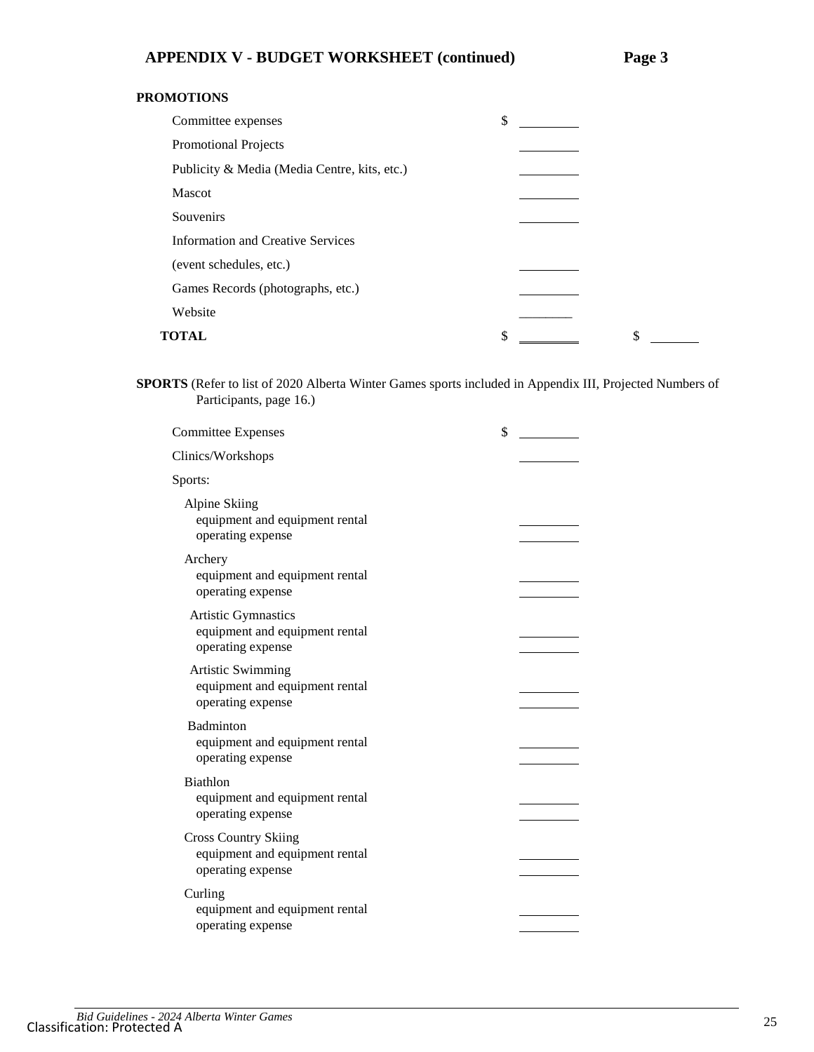## APPENDIX V - BUDGET WORKSHEET (continued) Page 3

**PROMOTIONS**

| | | |
|---|---|---|
| Committee expenses | $ ________ | |
| Promotional Projects | ________ | |
| Publicity & Media (Media Centre, kits, etc.) | ________ | |
| Mascot | ________ | |
| Souvenirs | ________ | |
| Information and Creative Services (event schedules, etc.) | ________ | |
| Games Records (photographs, etc.) | ________ | |
| Website | ________ | |
| **TOTAL** | $ ________ | $ ________ |

**SPORTS** (Refer to list of 2020 Alberta Winter Games sports included in Appendix III, Projected Numbers of Participants, page 16.)

| | |
|---|---|
| Committee Expenses | $ ________ |
| Clinics/Workshops | ________ |
| Sports: | |
| Alpine Skiing | |
| equipment and equipment rental | ________ |
| operating expense | ________ |
| Archery | |
| equipment and equipment rental | ________ |
| operating expense | ________ |
| Artistic Gymnastics | |
| equipment and equipment rental | ________ |
| operating expense | ________ |
| Artistic Swimming | |
| equipment and equipment rental | ________ |
| operating expense | ________ |
| Badminton | |
| equipment and equipment rental | ________ |
| operating expense | ________ |
| Biathlon | |
| equipment and equipment rental | ________ |
| operating expense | ________ |
| Cross Country Skiing | |
| equipment and equipment rental | ________ |
| operating expense | ________ |
| Curling | |
| equipment and equipment rental | ________ |
| operating expense | ________ |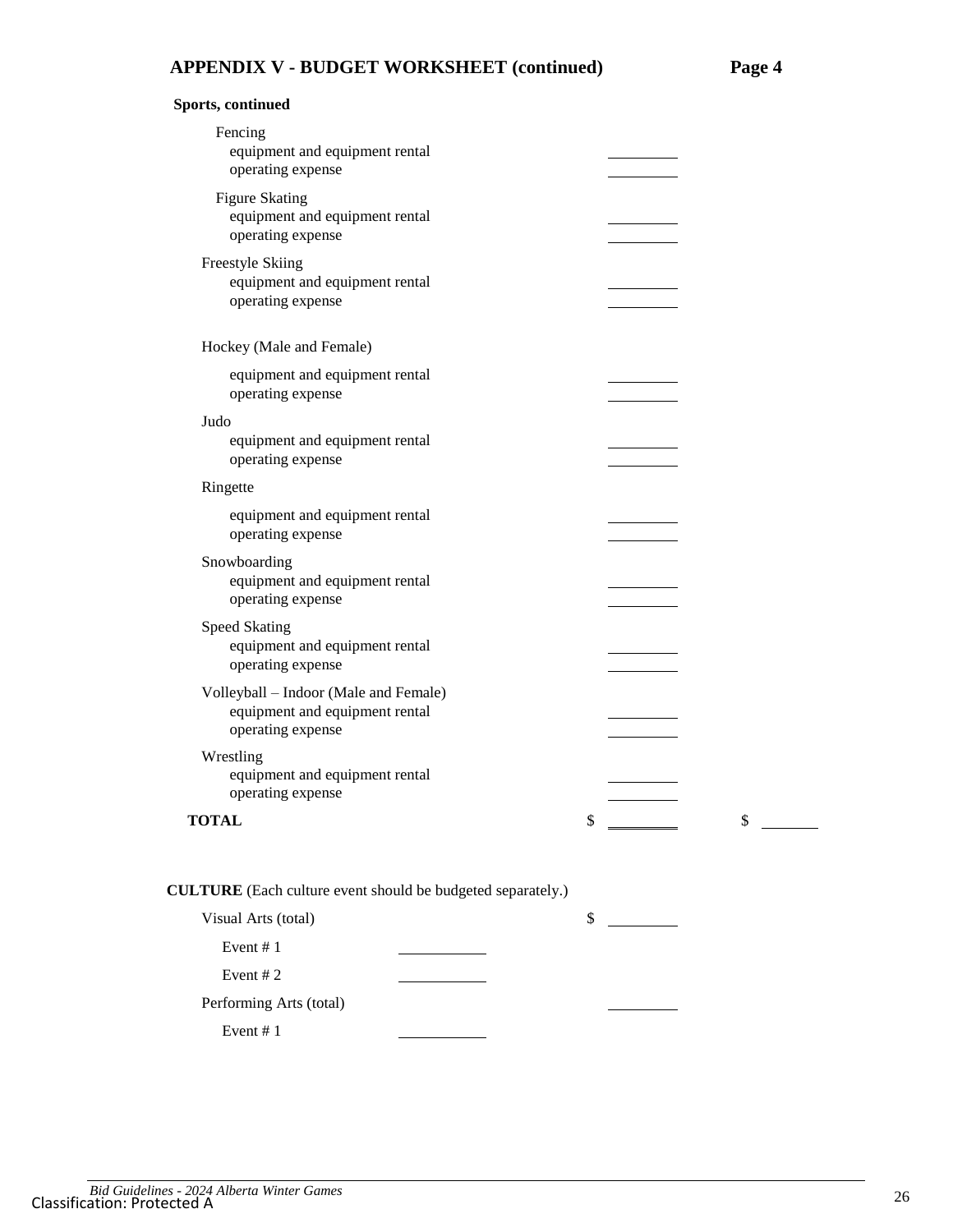## APPENDIX V - BUDGET WORKSHEET (continued) Page 4

**Sports, continued**

| | | |
|---|---|---|
| Fencing | | |
| equipment and equipment rental | ________ | |
| operating expense | ________ | |
| Figure Skating | | |
| equipment and equipment rental | ________ | |
| operating expense | ________ | |
| Freestyle Skiing | | |
| equipment and equipment rental | ________ | |
| operating expense | ________ | |
| Hockey (Male and Female) | | |
| equipment and equipment rental | ________ | |
| operating expense | ________ | |
| Judo | | |
| equipment and equipment rental | ________ | |
| operating expense | ________ | |
| Ringette | | |
| equipment and equipment rental | ________ | |
| operating expense | ________ | |
| Snowboarding | | |
| equipment and equipment rental | ________ | |
| operating expense | ________ | |
| Speed Skating | | |
| equipment and equipment rental | ________ | |
| operating expense | ________ | |
| Volleyball – Indoor (Male and Female) | | |
| equipment and equipment rental | ________ | |
| operating expense | ________ | |
| Wrestling | | |
| equipment and equipment rental | ________ | |
| operating expense | ________ | |
| **TOTAL** | $ ________ | $ ________ |

**CULTURE** (Each culture event should be budgeted separately.)

| | | |
|---|---|---|
| Visual Arts (total) | | $ ________ |
| Event # 1 | ________ | |
| Event # 2 | ________ | |
| Performing Arts (total) | | ________ |
| Event # 1 | ________ | |

*Bid Guidelines - 2024 Alberta Winter Games*

Classification: Protected A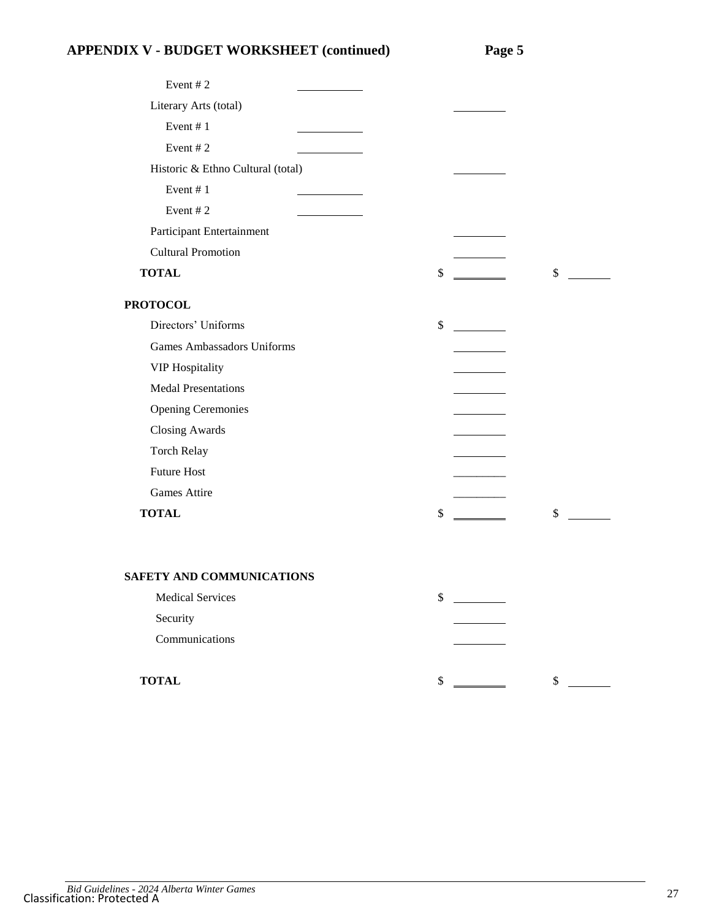## APPENDIX V - BUDGET WORKSHEET (continued) Page 5

| | | | |
|---|---|---|---|
| Event # 2 | ________ | | |
| Literary Arts (total) | | ________ | |
| Event # 1 | ________ | | |
| Event # 2 | ________ | | |
| Historic & Ethno Cultural (total) | | ________ | |
| Event # 1 | ________ | | |
| Event # 2 | ________ | | |
| Participant Entertainment | | ________ | |
| Cultural Promotion | | ________ | |
| **TOTAL** | | $ ________ | $ ________ |

**PROTOCOL**

| | | |
|---|---|---|
| Directors' Uniforms | $ ________ | |
| Games Ambassadors Uniforms | ________ | |
| VIP Hospitality | ________ | |
| Medal Presentations | ________ | |
| Opening Ceremonies | ________ | |
| Closing Awards | ________ | |
| Torch Relay | ________ | |
| Future Host | ________ | |
| Games Attire | ________ | |
| **TOTAL** | $ ________ | $ ________ |

**SAFETY AND COMMUNICATIONS**

| | | |
|---|---|---|
| Medical Services | $ ________ | |
| Security | ________ | |
| Communications | ________ | |
| **TOTAL** | $ ________ | $ ________ |

Classification: Protected A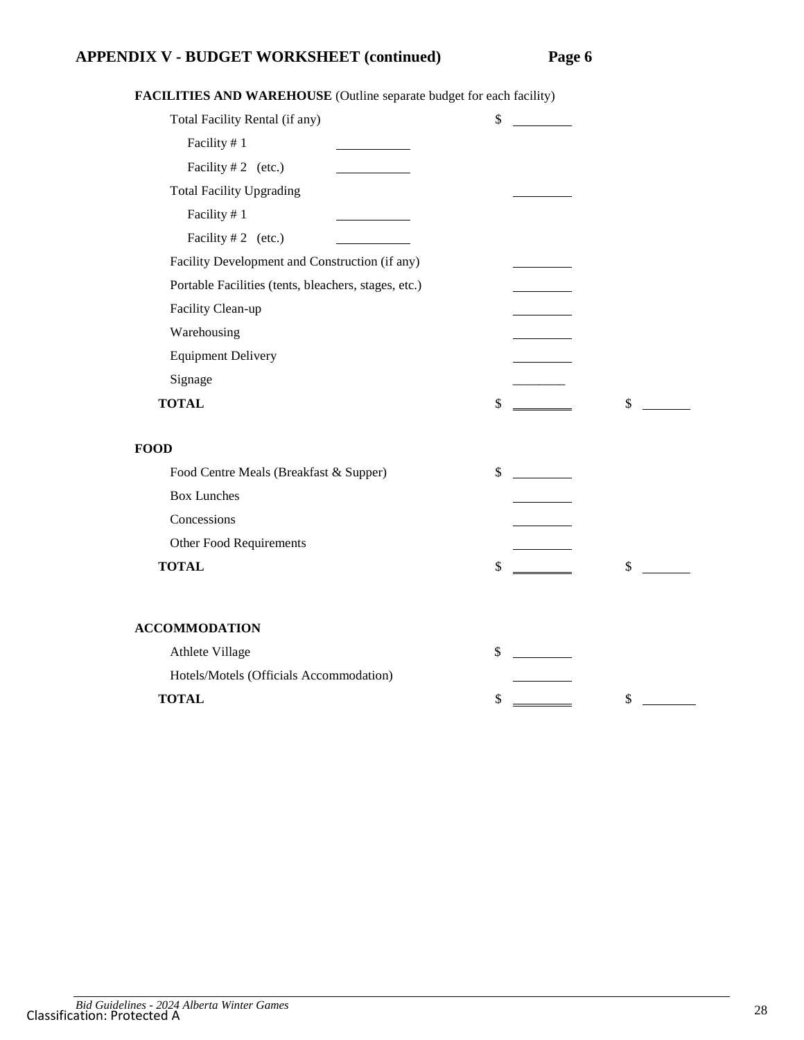## APPENDIX V - BUDGET WORKSHEET (continued) Page 6

**FACILITIES AND WAREHOUSE** (Outline separate budget for each facility)

| | | | |
|---|---|---|---|
| Total Facility Rental (if any) | | $ ________ | |
| Facility # 1 | ________ | | |
| Facility # 2 (etc.) | ________ | | |
| Total Facility Upgrading | | ________ | |
| Facility # 1 | ________ | | |
| Facility # 2 (etc.) | ________ | | |
| Facility Development and Construction (if any) | | ________ | |
| Portable Facilities (tents, bleachers, stages, etc.) | | ________ | |
| Facility Clean-up | | ________ | |
| Warehousing | | ________ | |
| Equipment Delivery | | ________ | |
| Signage | | ________ | |
| **TOTAL** | | $ ________ | $ ________ |

**FOOD**

| | | |
|---|---|---|
| Food Centre Meals (Breakfast & Supper) | $ ________ | |
| Box Lunches | ________ | |
| Concessions | ________ | |
| Other Food Requirements | ________ | |
| **TOTAL** | $ ________ | $ ________ |

**ACCOMMODATION**

| | | |
|---|---|---|
| Athlete Village | $ ________ | |
| Hotels/Motels (Officials Accommodation) | ________ | |
| **TOTAL** | $ ________ | $ ________ |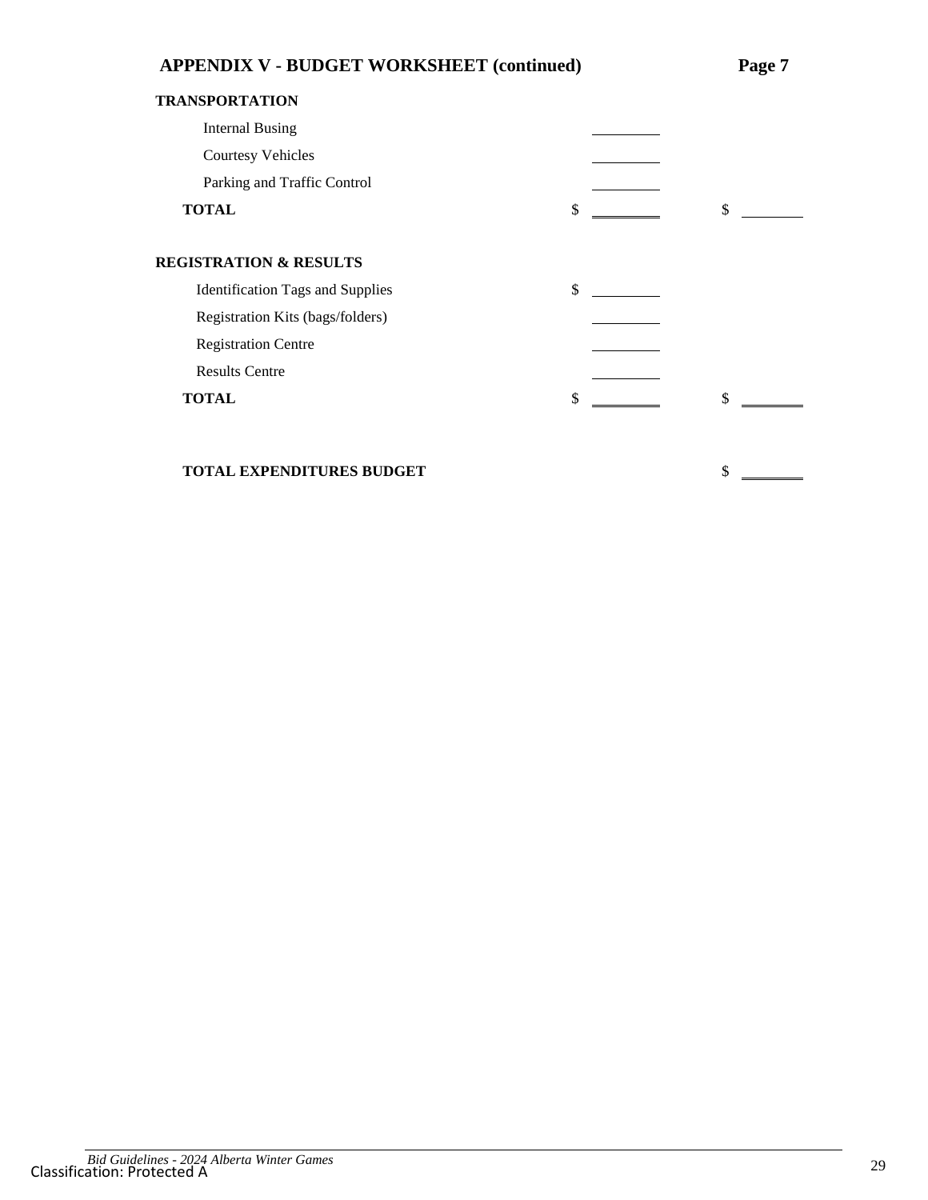## APPENDIX V - BUDGET WORKSHEET (continued) Page 7

**TRANSPORTATION**

| | | |
|---|---|---|
| Internal Busing | ________ | |
| Courtesy Vehicles | ________ | |
| Parking and Traffic Control | ________ | |
| **TOTAL** | $ ________ | $ ________ |

**REGISTRATION & RESULTS**

| | | |
|---|---|---|
| Identification Tags and Supplies | $ ________ | |
| Registration Kits (bags/folders) | ________ | |
| Registration Centre | ________ | |
| Results Centre | ________ | |
| **TOTAL** | $ ________ | $ ________ |

| | | |
|---|---|---|
| **TOTAL EXPENDITURES BUDGET** | | $ ________ |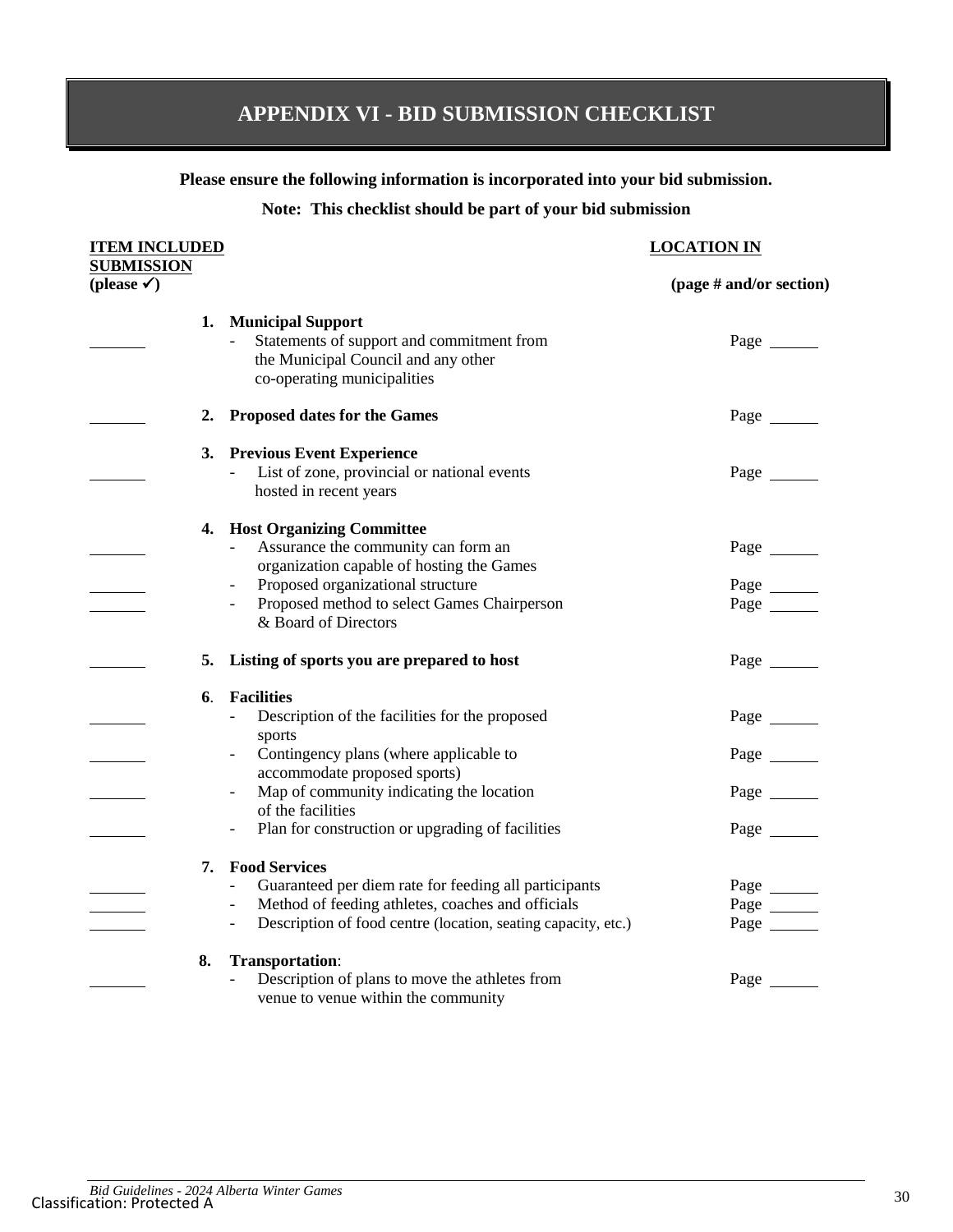# APPENDIX VI - BID SUBMISSION CHECKLIST

**Please ensure the following information is incorporated into your bid submission.**

**Note: This checklist should be part of your bid submission**

| ITEM INCLUDED SUBMISSION (please ✓) | | LOCATION IN (page # and/or section) |
|---|---|---|
| | **1. Municipal Support** | |
| ______ | - Statements of support and commitment from the Municipal Council and any other co-operating municipalities | Page ______ |
| ______ | **2. Proposed dates for the Games** | Page ______ |
| | **3. Previous Event Experience** | |
| ______ | - List of zone, provincial or national events hosted in recent years | Page ______ |
| | **4. Host Organizing Committee** | |
| ______ | - Assurance the community can form an organization capable of hosting the Games | Page ______ |
| ______ | - Proposed organizational structure | Page ______ |
| ______ | - Proposed method to select Games Chairperson & Board of Directors | Page ______ |
| ______ | **5. Listing of sports you are prepared to host** | Page ______ |
| | **6. Facilities** | |
| ______ | - Description of the facilities for the proposed sports | Page ______ |
| ______ | - Contingency plans (where applicable to accommodate proposed sports) | Page ______ |
| ______ | - Map of community indicating the location of the facilities | Page ______ |
| ______ | - Plan for construction or upgrading of facilities | Page ______ |
| | **7. Food Services** | |
| ______ | - Guaranteed per diem rate for feeding all participants | Page ______ |
| ______ | - Method of feeding athletes, coaches and officials | Page ______ |
| ______ | - Description of food centre (location, seating capacity, etc.) | Page ______ |
| | **8. Transportation**: | |
| ______ | - Description of plans to move the athletes from venue to venue within the community | Page ______ |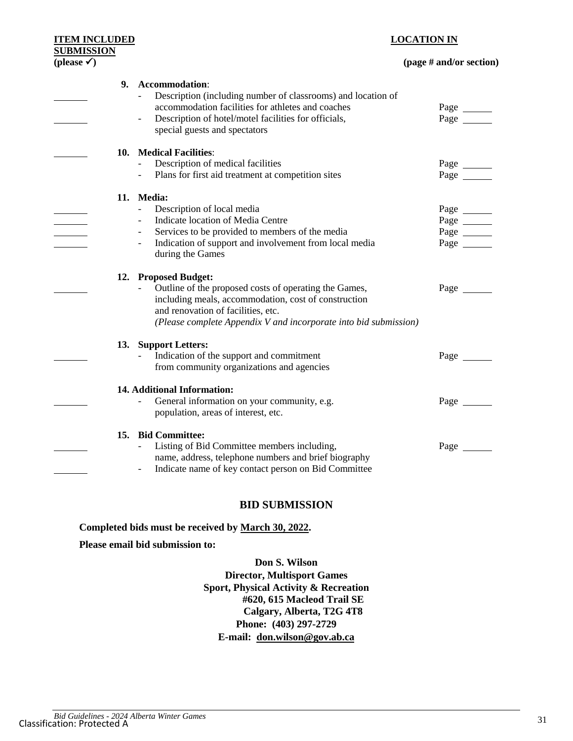| ITEM INCLUDED SUBMISSION (please ✓) | | LOCATION IN (page # and/or section) |
|---|---|---|
| | **9. Accommodation**: | |
| ______ | - Description (including number of classrooms) and location of accommodation facilities for athletes and coaches | Page ______ |
| ______ | - Description of hotel/motel facilities for officials, special guests and spectators | Page ______ |
| ______ | **10. Medical Facilities**: | |
| | - Description of medical facilities | Page ______ |
| | - Plans for first aid treatment at competition sites | Page ______ |
| | **11. Media:** | |
| ______ | - Description of local media | Page ______ |
| ______ | - Indicate location of Media Centre | Page ______ |
| ______ | - Services to be provided to members of the media | Page ______ |
| ______ | - Indication of support and involvement from local media during the Games | Page ______ |
| | **12. Proposed Budget:** | |
| ______ | - Outline of the proposed costs of operating the Games, including meals, accommodation, cost of construction and renovation of facilities, etc. *(Please complete Appendix V and incorporate into bid submission)* | Page ______ |
| | **13. Support Letters:** | |
| ______ | - Indication of the support and commitment from community organizations and agencies | Page ______ |
| | **14. Additional Information:** | |
| ______ | - General information on your community, e.g. population, areas of interest, etc. | Page ______ |
| | **15. Bid Committee:** | |
| ______ | - Listing of Bid Committee members including, name, address, telephone numbers and brief biography | Page ______ |
| ______ | - Indicate name of key contact person on Bid Committee | |

## BID SUBMISSION

**Completed bids must be received by March 30, 2022.**

**Please email bid submission to:**

**Don S. Wilson**
**Director, Multisport Games**
**Sport, Physical Activity & Recreation**
**#620, 615 Macleod Trail SE**
**Calgary, Alberta, T2G 4T8**
**Phone: (403) 297-2729**
**E-mail: don.wilson@gov.ab.ca**